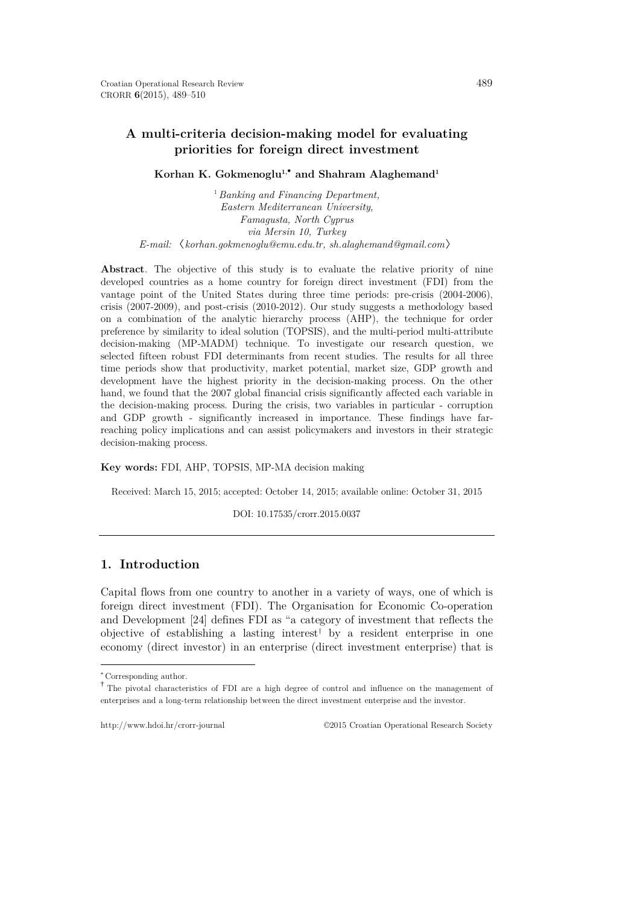# A multi-criteria decision-making model for evaluating priorities for foreign direct investment

**Korhan K. Gokmenoglu[1,*] and Shahram Alaghemand[1]**

[1] *Banking and Financing Department, Eastern Mediterranean University, Famagusta, North Cyprus via Mersin 10, Turkey*
*E-mail:* ⟨*korhan.gokmenoglu@emu.edu.tr, sh.alaghemand@gmail.com*⟩

**Abstract**. The objective of this study is to evaluate the relative priority of nine developed countries as a home country for foreign direct investment (FDI) from the vantage point of the United States during three time periods: pre-crisis (2004-2006), crisis (2007-2009), and post-crisis (2010-2012). Our study suggests a methodology based on a combination of the analytic hierarchy process (AHP), the technique for order preference by similarity to ideal solution (TOPSIS), and the multi-period multi-attribute decision-making (MP-MADM) technique. To investigate our research question, we selected fifteen robust FDI determinants from recent studies. The results for all three time periods show that productivity, market potential, market size, GDP growth and development have the highest priority in the decision-making process. On the other hand, we found that the 2007 global financial crisis significantly affected each variable in the decision-making process. During the crisis, two variables in particular - corruption and GDP growth - significantly increased in importance. These findings have far-reaching policy implications and can assist policymakers and investors in their strategic decision-making process.

**Key words:** FDI, AHP, TOPSIS, MP-MA decision making

Received: March 15, 2015; accepted: October 14, 2015; available online: October 31, 2015

DOI: 10.17535/crorr.2015.0037

## 1. Introduction

Capital flows from one country to another in a variety of ways, one of which is foreign direct investment (FDI). The Organisation for Economic Co-operation and Development [24] defines FDI as "a category of investment that reflects the objective of establishing a lasting interest[†] by a resident enterprise in one economy (direct investor) in an enterprise (direct investment enterprise) that is

---

[*] Corresponding author.

[†] The pivotal characteristics of FDI are a high degree of control and influence on the management of enterprises and a long-term relationship between the direct investment enterprise and the investor.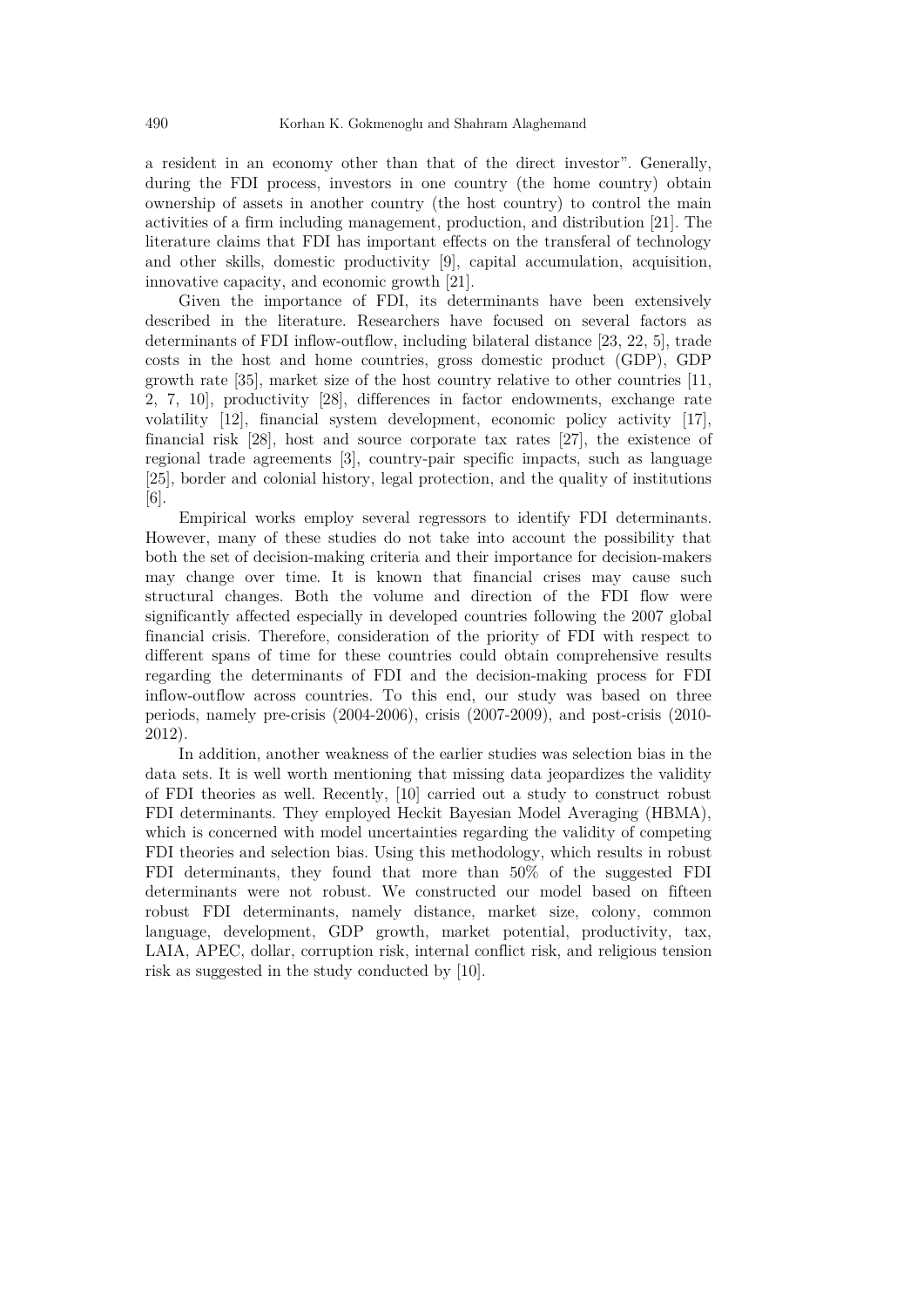a resident in an economy other than that of the direct investor". Generally, during the FDI process, investors in one country (the home country) obtain ownership of assets in another country (the host country) to control the main activities of a firm including management, production, and distribution [21]. The literature claims that FDI has important effects on the transferal of technology and other skills, domestic productivity [9], capital accumulation, acquisition, innovative capacity, and economic growth [21].

Given the importance of FDI, its determinants have been extensively described in the literature. Researchers have focused on several factors as determinants of FDI inflow-outflow, including bilateral distance [23, 22, 5], trade costs in the host and home countries, gross domestic product (GDP), GDP growth rate [35], market size of the host country relative to other countries [11, 2, 7, 10], productivity [28], differences in factor endowments, exchange rate volatility [12], financial system development, economic policy activity [17], financial risk [28], host and source corporate tax rates [27], the existence of regional trade agreements [3], country-pair specific impacts, such as language [25], border and colonial history, legal protection, and the quality of institutions [6].

Empirical works employ several regressors to identify FDI determinants. However, many of these studies do not take into account the possibility that both the set of decision-making criteria and their importance for decision-makers may change over time. It is known that financial crises may cause such structural changes. Both the volume and direction of the FDI flow were significantly affected especially in developed countries following the 2007 global financial crisis. Therefore, consideration of the priority of FDI with respect to different spans of time for these countries could obtain comprehensive results regarding the determinants of FDI and the decision-making process for FDI inflow-outflow across countries. To this end, our study was based on three periods, namely pre-crisis (2004-2006), crisis (2007-2009), and post-crisis (2010-2012).

In addition, another weakness of the earlier studies was selection bias in the data sets. It is well worth mentioning that missing data jeopardizes the validity of FDI theories as well. Recently, [10] carried out a study to construct robust FDI determinants. They employed Heckit Bayesian Model Averaging (HBMA), which is concerned with model uncertainties regarding the validity of competing FDI theories and selection bias. Using this methodology, which results in robust FDI determinants, they found that more than 50% of the suggested FDI determinants were not robust. We constructed our model based on fifteen robust FDI determinants, namely distance, market size, colony, common language, development, GDP growth, market potential, productivity, tax, LAIA, APEC, dollar, corruption risk, internal conflict risk, and religious tension risk as suggested in the study conducted by [10].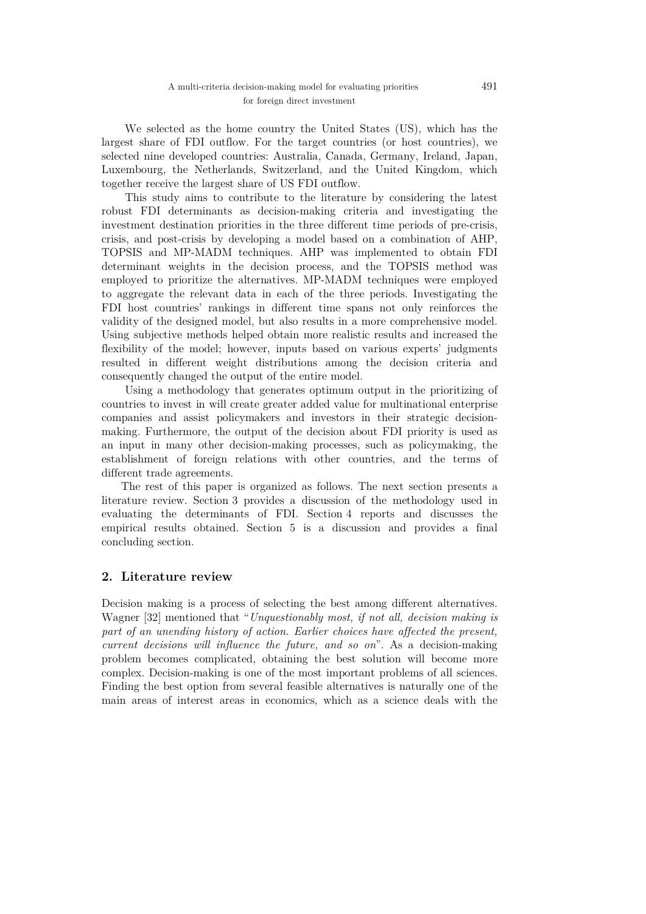We selected as the home country the United States (US), which has the largest share of FDI outflow. For the target countries (or host countries), we selected nine developed countries: Australia, Canada, Germany, Ireland, Japan, Luxembourg, the Netherlands, Switzerland, and the United Kingdom, which together receive the largest share of US FDI outflow.

This study aims to contribute to the literature by considering the latest robust FDI determinants as decision-making criteria and investigating the investment destination priorities in the three different time periods of pre-crisis, crisis, and post-crisis by developing a model based on a combination of AHP, TOPSIS and MP-MADM techniques. AHP was implemented to obtain FDI determinant weights in the decision process, and the TOPSIS method was employed to prioritize the alternatives. MP-MADM techniques were employed to aggregate the relevant data in each of the three periods. Investigating the FDI host countries' rankings in different time spans not only reinforces the validity of the designed model, but also results in a more comprehensive model. Using subjective methods helped obtain more realistic results and increased the flexibility of the model; however, inputs based on various experts' judgments resulted in different weight distributions among the decision criteria and consequently changed the output of the entire model.

Using a methodology that generates optimum output in the prioritizing of countries to invest in will create greater added value for multinational enterprise companies and assist policymakers and investors in their strategic decision-making. Furthermore, the output of the decision about FDI priority is used as an input in many other decision-making processes, such as policymaking, the establishment of foreign relations with other countries, and the terms of different trade agreements.

The rest of this paper is organized as follows. The next section presents a literature review. Section 3 provides a discussion of the methodology used in evaluating the determinants of FDI. Section 4 reports and discusses the empirical results obtained. Section 5 is a discussion and provides a final concluding section.

## 2. Literature review

Decision making is a process of selecting the best among different alternatives. Wagner [32] mentioned that "*Unquestionably most, if not all, decision making is part of an unending history of action. Earlier choices have affected the present, current decisions will influence the future, and so on*". As a decision-making problem becomes complicated, obtaining the best solution will become more complex. Decision-making is one of the most important problems of all sciences. Finding the best option from several feasible alternatives is naturally one of the main areas of interest areas in economics, which as a science deals with the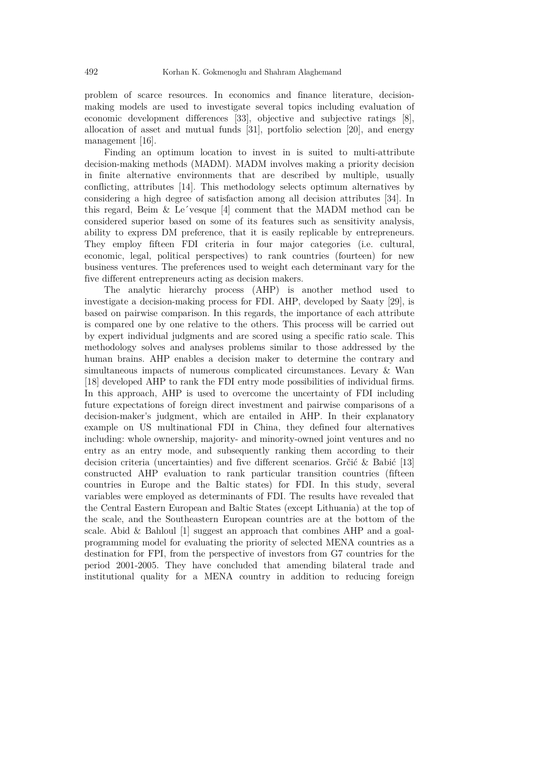problem of scarce resources. In economics and finance literature, decision-making models are used to investigate several topics including evaluation of economic development differences [33], objective and subjective ratings [8], allocation of asset and mutual funds [31], portfolio selection [20], and energy management [16].

Finding an optimum location to invest in is suited to multi-attribute decision-making methods (MADM). MADM involves making a priority decision in finite alternative environments that are described by multiple, usually conflicting, attributes [14]. This methodology selects optimum alternatives by considering a high degree of satisfaction among all decision attributes [34]. In this regard, Beim & Le´vesque [4] comment that the MADM method can be considered superior based on some of its features such as sensitivity analysis, ability to express DM preference, that it is easily replicable by entrepreneurs. They employ fifteen FDI criteria in four major categories (i.e. cultural, economic, legal, political perspectives) to rank countries (fourteen) for new business ventures. The preferences used to weight each determinant vary for the five different entrepreneurs acting as decision makers.

The analytic hierarchy process (AHP) is another method used to investigate a decision-making process for FDI. AHP, developed by Saaty [29], is based on pairwise comparison. In this regards, the importance of each attribute is compared one by one relative to the others. This process will be carried out by expert individual judgments and are scored using a specific ratio scale. This methodology solves and analyses problems similar to those addressed by the human brains. AHP enables a decision maker to determine the contrary and simultaneous impacts of numerous complicated circumstances. Levary & Wan [18] developed AHP to rank the FDI entry mode possibilities of individual firms. In this approach, AHP is used to overcome the uncertainty of FDI including future expectations of foreign direct investment and pairwise comparisons of a decision-maker's judgment, which are entailed in AHP. In their explanatory example on US multinational FDI in China, they defined four alternatives including: whole ownership, majority- and minority-owned joint ventures and no entry as an entry mode, and subsequently ranking them according to their decision criteria (uncertainties) and five different scenarios. Grčić & Babić [13] constructed AHP evaluation to rank particular transition countries (fifteen countries in Europe and the Baltic states) for FDI. In this study, several variables were employed as determinants of FDI. The results have revealed that the Central Eastern European and Baltic States (except Lithuania) at the top of the scale, and the Southeastern European countries are at the bottom of the scale. Abid & Bahloul [1] suggest an approach that combines AHP and a goal-programming model for evaluating the priority of selected MENA countries as a destination for FPI, from the perspective of investors from G7 countries for the period 2001-2005. They have concluded that amending bilateral trade and institutional quality for a MENA country in addition to reducing foreign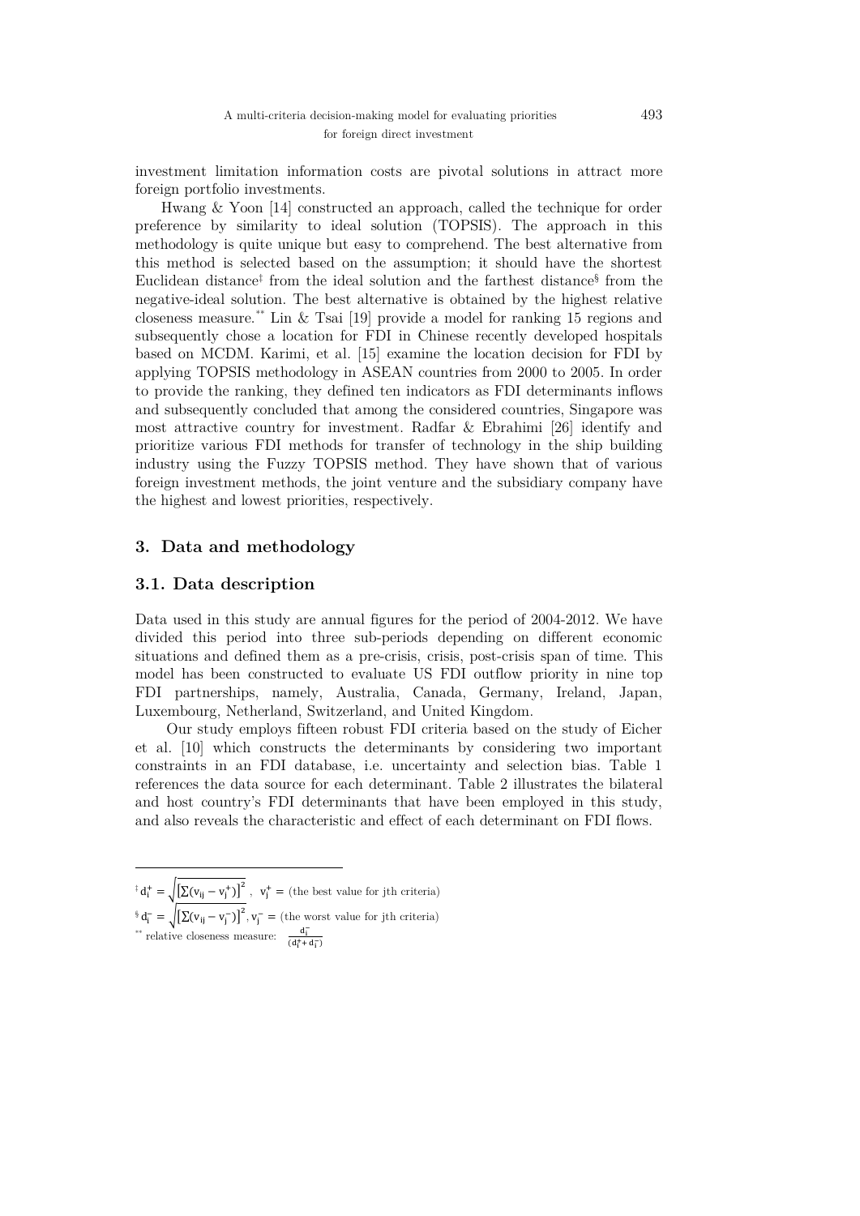investment limitation information costs are pivotal solutions in attract more foreign portfolio investments.

Hwang & Yoon [14] constructed an approach, called the technique for order preference by similarity to ideal solution (TOPSIS). The approach in this methodology is quite unique but easy to comprehend. The best alternative from this method is selected based on the assumption; it should have the shortest Euclidean distance[‡] from the ideal solution and the farthest distance[§] from the negative-ideal solution. The best alternative is obtained by the highest relative closeness measure.[**] Lin & Tsai [19] provide a model for ranking 15 regions and subsequently chose a location for FDI in Chinese recently developed hospitals based on MCDM. Karimi, et al. [15] examine the location decision for FDI by applying TOPSIS methodology in ASEAN countries from 2000 to 2005. In order to provide the ranking, they defined ten indicators as FDI determinants inflows and subsequently concluded that among the considered countries, Singapore was most attractive country for investment. Radfar & Ebrahimi [26] identify and prioritize various FDI methods for transfer of technology in the ship building industry using the Fuzzy TOPSIS method. They have shown that of various foreign investment methods, the joint venture and the subsidiary company have the highest and lowest priorities, respectively.

## 3. Data and methodology

### 3.1. Data description

Data used in this study are annual figures for the period of 2004-2012. We have divided this period into three sub-periods depending on different economic situations and defined them as a pre-crisis, crisis, post-crisis span of time. This model has been constructed to evaluate US FDI outflow priority in nine top FDI partnerships, namely, Australia, Canada, Germany, Ireland, Japan, Luxembourg, Netherland, Switzerland, and United Kingdom.

Our study employs fifteen robust FDI criteria based on the study of Eicher et al. [10] which constructs the determinants by considering two important constraints in an FDI database, i.e. uncertainty and selection bias. Table 1 references the data source for each determinant. Table 2 illustrates the bilateral and host country's FDI determinants that have been employed in this study, and also reveals the characteristic and effect of each determinant on FDI flows.

---

[‡] $d_i^+ = \sqrt{\left[\sum(v_{ij} - v_j^+)\right]^2}$, $v_j^+ =$ (the best value for jth criteria)

[§] $d_i^- = \sqrt{\left[\sum(v_{ij} - v_j^-)\right]^2}$, $v_j^- =$ (the worst value for jth criteria)

[**] relative closeness measure: $\frac{d_i^-}{(d_i^+ + d_i^-)}$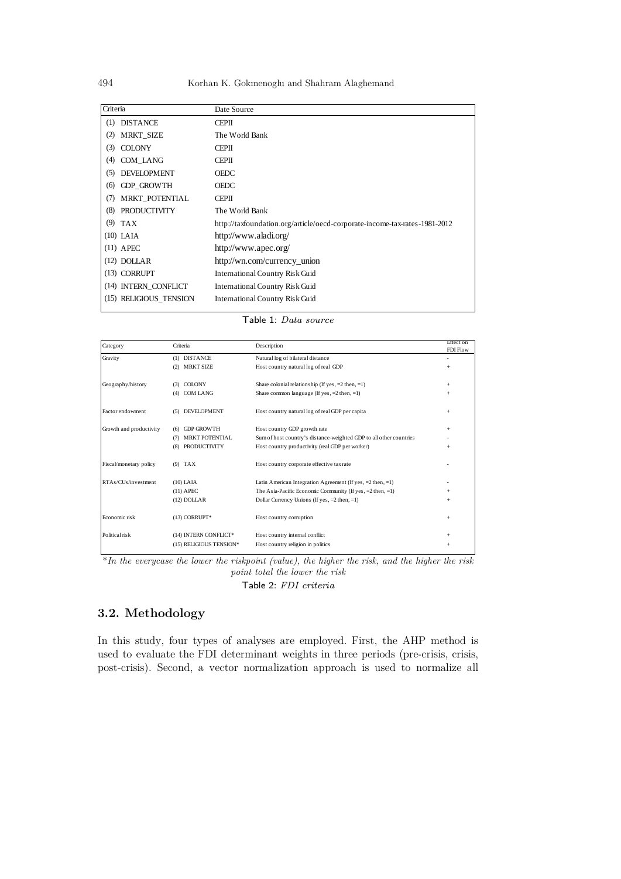| Criteria | Date Source |
|---|---|
| (1) DISTANCE | CEPII |
| (2) MRKT_SIZE | The World Bank |
| (3) COLONY | CEPII |
| (4) COM_LANG | CEPII |
| (5) DEVELOPMENT | OEDC |
| (6) GDP_GROWTH | OEDC |
| (7) MRKT_POTENTIAL | CEPII |
| (8) PRODUCTIVITY | The World Bank |
| (9) TAX | http://taxfoundation.org/article/oecd-corporate-income-tax-rates-1981-2012 |
| (10) LAIA | http://www.aladi.org/ |
| (11) APEC | http://www.apec.org/ |
| (12) DOLLAR | http://wn.com/currency_union |
| (13) CORRUPT | International Country Risk Guid |
| (14) INTERN_CONFLICT | International Country Risk Guid |
| (15) RELIGIOUS_TENSION | International Country Risk Guid |

Table 1: *Data source*

| Category | Criteria | Description | Effect on FDI Flow |
|---|---|---|---|
| Gravity | (1) DISTANCE | Natural log of bilateral distance | - |
| | (2) MRKT SIZE | Host country natural log of real GDP | + |
| Geography/history | (3) COLONY | Share colonial relationship (If yes, =2 then, =1) | + |
| | (4) COM LANG | Share common language (If yes, =2 then, =1) | + |
| Factor endowment | (5) DEVELOPMENT | Host country natural log of real GDP per capita | + |
| Growth and productivity | (6) GDP GROWTH | Host country GDP growth rate | + |
| | (7) MRKT POTENTIAL | Sum of host country's distance-weighted GDP to all other countries | - |
| | (8) PRODUCTIVITY | Host country productivity (real GDP per worker) | + |
| Fiscal/monetary policy | (9) TAX | Host country corporate effective tax rate | - |
| RTAs/CUs/investment | (10) LAIA | Latin American Integration Agreement (If yes, =2 then, =1) | - |
| | (11) APEC | The Asia-Pacific Economic Community (If yes, =2 then, =1) | + |
| | (12) DOLLAR | Dollar Currency Unions (If yes, =2 then, =1) | + |
| Economic risk | (13) CORRUPT* | Host country corruption | + |
| Political risk | (14) INTERN CONFLICT* | Host country internal conflict | + |
| | (15) RELIGIOUS TENSION* | Host country religion in politics | + |

*\*In the everycase the lower the riskpoint (value), the higher the risk, and the higher the risk point total the lower the risk*

Table 2: *FDI criteria*

### 3.2. Methodology

In this study, four types of analyses are employed. First, the AHP method is used to evaluate the FDI determinant weights in three periods (pre-crisis, crisis, post-crisis). Second, a vector normalization approach is used to normalize all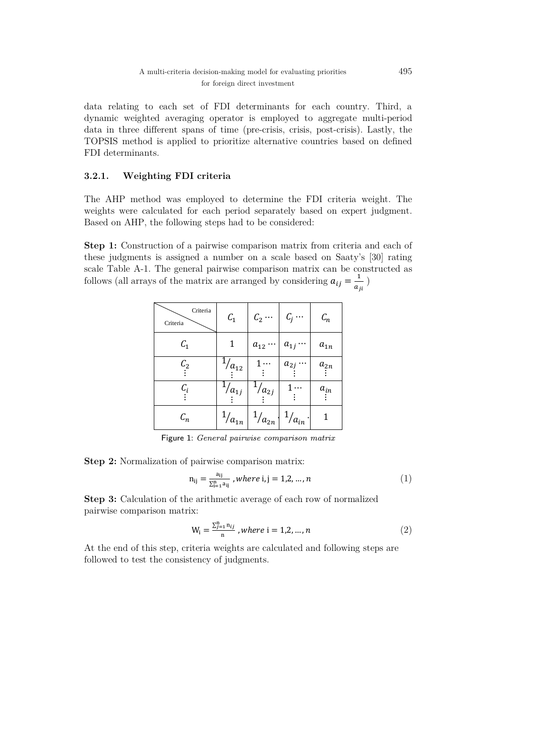data relating to each set of FDI determinants for each country. Third, a dynamic weighted averaging operator is employed to aggregate multi-period data in three different spans of time (pre-crisis, crisis, post-crisis). Lastly, the TOPSIS method is applied to prioritize alternative countries based on defined FDI determinants.

### 3.2.1. Weighting FDI criteria

The AHP method was employed to determine the FDI criteria weight. The weights were calculated for each period separately based on expert judgment. Based on AHP, the following steps had to be considered:

**Step 1:** Construction of a pairwise comparison matrix from criteria and each of these judgments is assigned a number on a scale based on Saaty's [30] rating scale Table A-1. The general pairwise comparison matrix can be constructed as follows (all arrays of the matrix are arranged by considering $a_{ij} = \frac{1}{a_{ji}}$ )

| Criteria \ Criteria | $C_1$ | $C_2 \cdots$ | $C_j \cdots$ | $C_n$ |
|---|---|---|---|---|
| $C_1$ | $1$ | $a_{12} \cdots$ | $a_{1j} \cdots$ | $a_{1n}$ |
| $C_2$ $\vdots$ | $1/a_{12}$ $\vdots$ | $1 \cdots$ $\vdots$ | $a_{2j} \cdots$ $\vdots$ | $a_{2n}$ $\vdots$ |
| $C_i$ $\vdots$ | $1/a_{1j}$ $\vdots$ | $1/a_{2j}$ $\vdots$ | $1 \cdots$ $\vdots$ | $a_{in}$ $\vdots$ |
| $C_n$ | $1/a_{1n}$ | $1/a_{2n}$ | $1/a_{in}$ | $1$ |

Figure 1: *General pairwise comparison matrix*

**Step 2:** Normalization of pairwise comparison matrix:

$$n_{ij} = \frac{a_{ij}}{\sum_{i=1}^{n} a_{ij}}, \textit{where } i, j = 1,2,\dots,n \tag{1}$$

**Step 3:** Calculation of the arithmetic average of each row of normalized pairwise comparison matrix:

$$W_i = \frac{\sum_{j=1}^{n} n_{ij}}{n}, \textit{where } i = 1,2,\dots,n \tag{2}$$

At the end of this step, criteria weights are calculated and following steps are followed to test the consistency of judgments.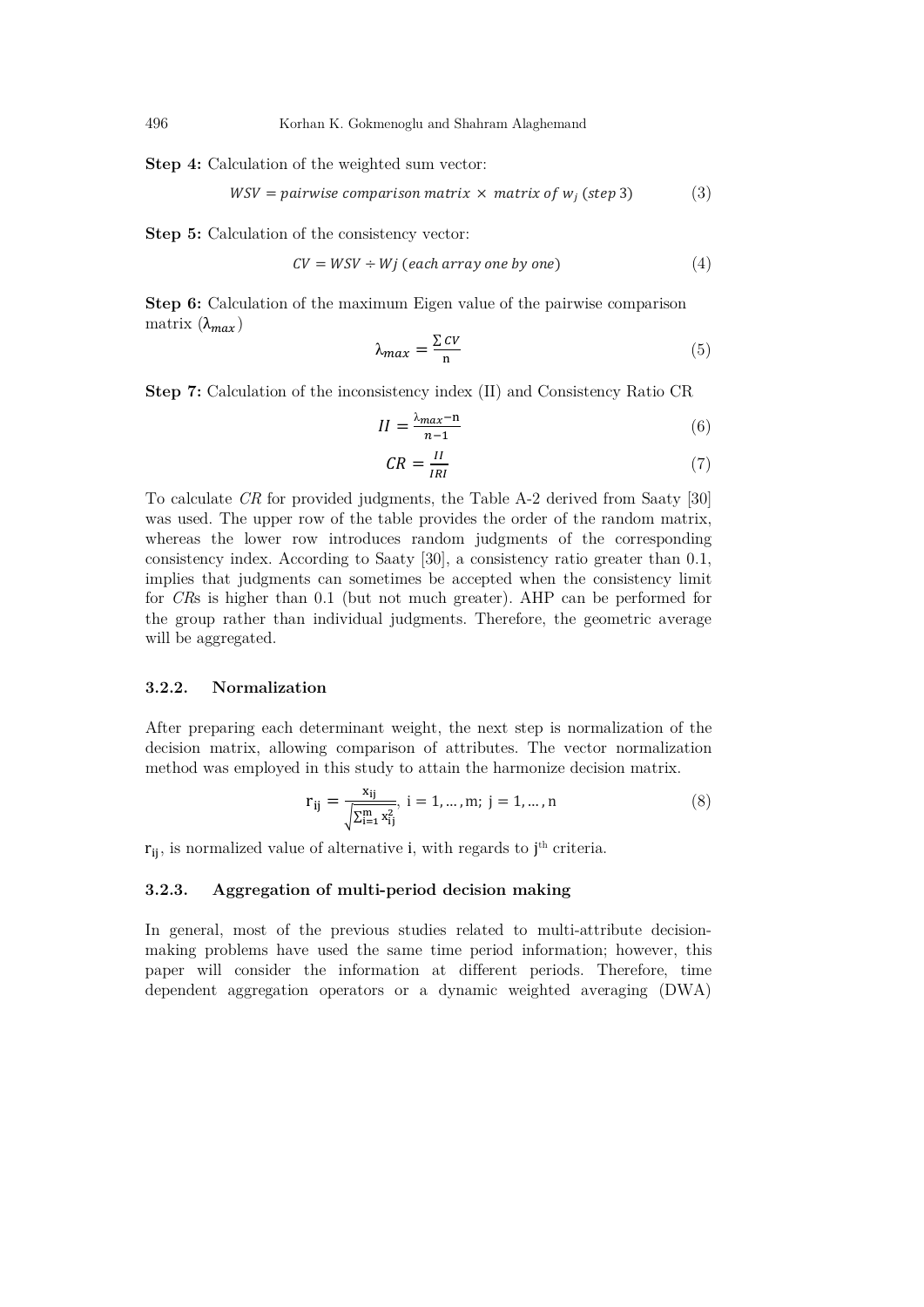**Step 4:** Calculation of the weighted sum vector:

$$WSV = pairwise\ comparison\ matrix \times matrix\ of\ w_j\ (step\ 3) \tag{3}$$

**Step 5:** Calculation of the consistency vector:

$$CV = WSV \div Wj\ (each\ array\ one\ by\ one) \tag{4}$$

**Step 6:** Calculation of the maximum Eigen value of the pairwise comparison matrix ($\lambda_{max}$)

$$\lambda_{max} = \frac{\sum CV}{\mathrm{n}} \tag{5}$$

**Step 7:** Calculation of the inconsistency index (II) and Consistency Ratio CR

$$II = \frac{\lambda_{max} - \mathrm{n}}{n-1} \tag{6}$$

$$CR = \frac{II}{IRI} \tag{7}$$

To calculate *CR* for provided judgments, the Table A-2 derived from Saaty [30] was used. The upper row of the table provides the order of the random matrix, whereas the lower row introduces random judgments of the corresponding consistency index. According to Saaty [30], a consistency ratio greater than 0.1, implies that judgments can sometimes be accepted when the consistency limit for *CR*s is higher than 0.1 (but not much greater). AHP can be performed for the group rather than individual judgments. Therefore, the geometric average will be aggregated.

### 3.2.2. Normalization

After preparing each determinant weight, the next step is normalization of the decision matrix, allowing comparison of attributes. The vector normalization method was employed in this study to attain the harmonize decision matrix.

$$\mathrm{r_{ij}} = \frac{\mathrm{x_{ij}}}{\sqrt{\sum_{\mathrm{i=1}}^{\mathrm{m}} \mathrm{x_{ij}^2}}},\ \mathrm{i} = 1, \dots, \mathrm{m};\ \mathrm{j} = 1, \dots, \mathrm{n} \tag{8}$$

$\mathrm{r_{ij}}$, is normalized value of alternative $\mathrm{i}$, with regards to $\mathrm{j}^{\mathrm{th}}$ criteria.

### 3.2.3. Aggregation of multi-period decision making

In general, most of the previous studies related to multi-attribute decision-making problems have used the same time period information; however, this paper will consider the information at different periods. Therefore, time dependent aggregation operators or a dynamic weighted averaging (DWA)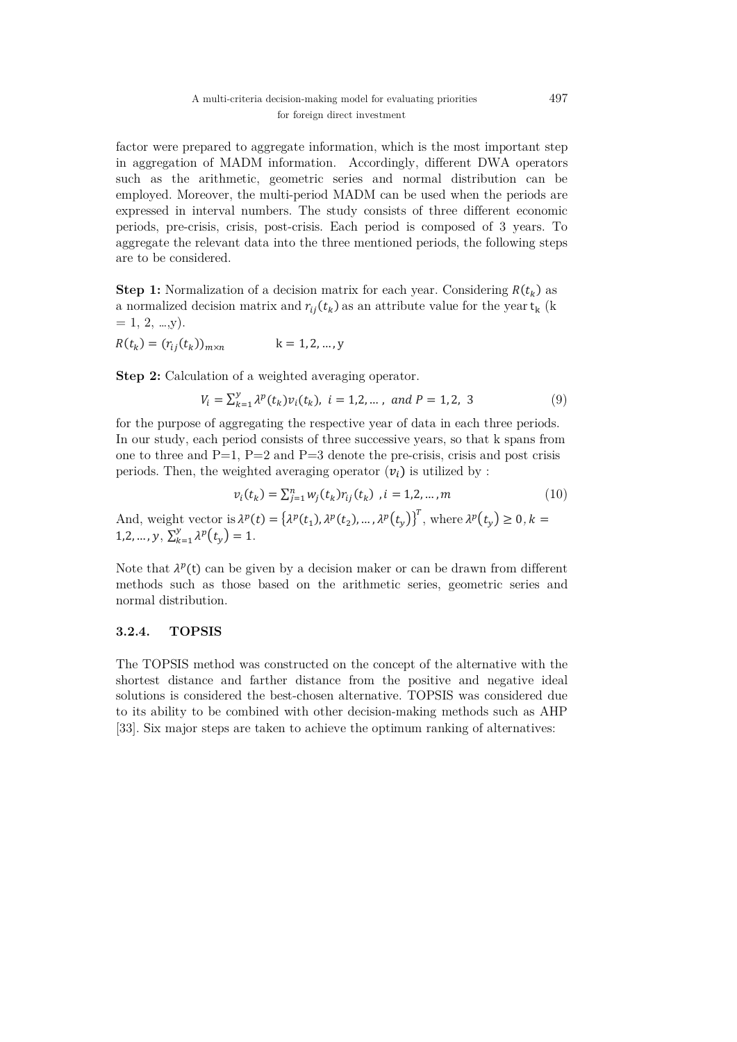factor were prepared to aggregate information, which is the most important step in aggregation of MADM information. Accordingly, different DWA operators such as the arithmetic, geometric series and normal distribution can be employed. Moreover, the multi-period MADM can be used when the periods are expressed in interval numbers. The study consists of three different economic periods, pre-crisis, crisis, post-crisis. Each period is composed of 3 years. To aggregate the relevant data into the three mentioned periods, the following steps are to be considered.

**Step 1:** Normalization of a decision matrix for each year. Considering $R(t_k)$ as a normalized decision matrix and $r_{ij}(t_k)$ as an attribute value for the year $t_k$ (k = 1, 2, …,y).

$$R(t_k) = (r_{ij}(t_k))_{m\times n} \qquad \mathrm{k} = 1, 2, \ldots, \mathrm{y}$$

**Step 2:** Calculation of a weighted averaging operator.

$$V_i = \sum_{k=1}^{y} \lambda^p(t_k) v_i(t_k),\ i = 1,2,\ldots,\ and\ P = 1, 2,\ 3 \tag{9}$$

for the purpose of aggregating the respective year of data in each three periods. In our study, each period consists of three successive years, so that k spans from one to three and P=1, P=2 and P=3 denote the pre-crisis, crisis and post crisis periods. Then, the weighted averaging operator $(v_i)$ is utilized by :

$$v_i(t_k) = \sum_{j=1}^{n} w_j(t_k) r_{ij}(t_k)\ , i = 1,2,\ldots,m \tag{10}$$

And, weight vector is $\lambda^p(t) = \{\lambda^p(t_1), \lambda^p(t_2), \ldots, \lambda^p(t_y)\}^T$, where $\lambda^p(t_y) \geq 0, k = 1,2,\ldots,y$, $\sum_{k=1}^{y} \lambda^p(t_y) = 1$.

Note that $\lambda^p(\mathrm{t})$ can be given by a decision maker or can be drawn from different methods such as those based on the arithmetic series, geometric series and normal distribution.

### 3.2.4. TOPSIS

The TOPSIS method was constructed on the concept of the alternative with the shortest distance and farther distance from the positive and negative ideal solutions is considered the best-chosen alternative. TOPSIS was considered due to its ability to be combined with other decision-making methods such as AHP [33]. Six major steps are taken to achieve the optimum ranking of alternatives: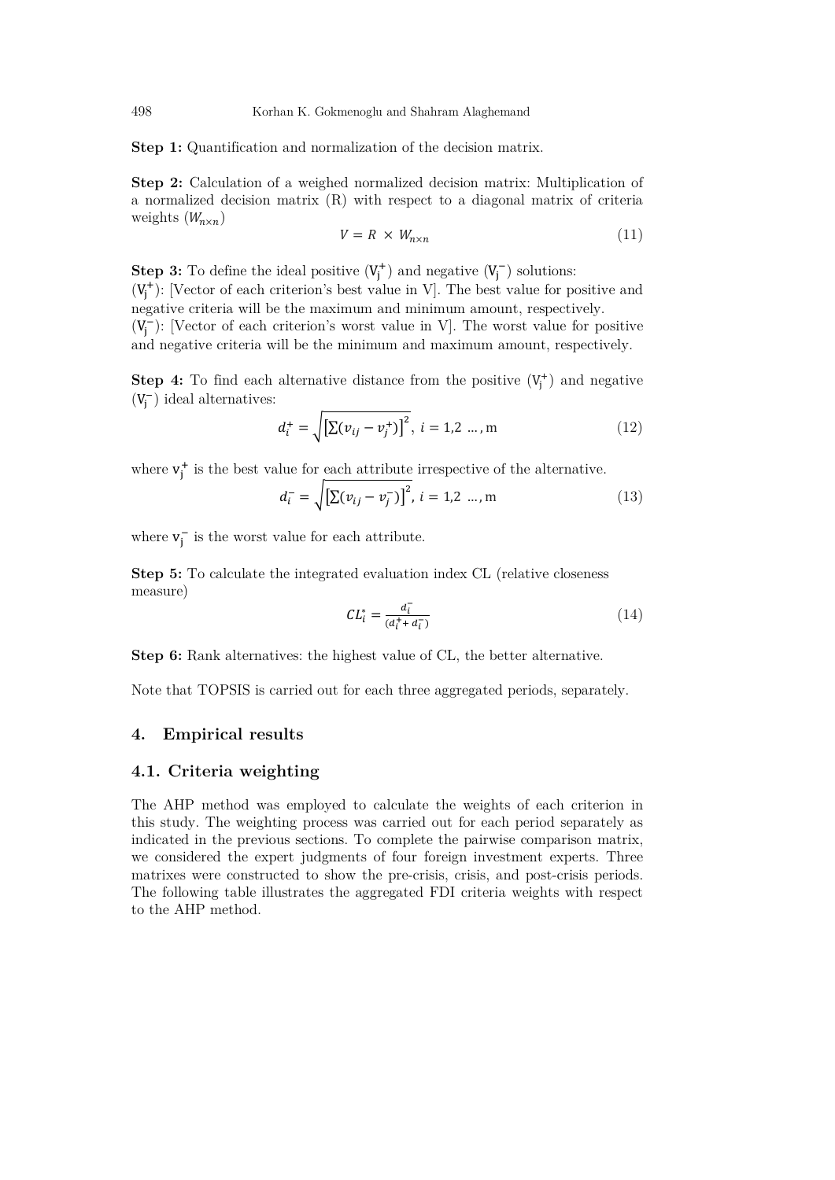**Step 1:** Quantification and normalization of the decision matrix.

**Step 2:** Calculation of a weighed normalized decision matrix: Multiplication of a normalized decision matrix (R) with respect to a diagonal matrix of criteria weights ($W_{n\times n}$)

$$V = R \times W_{n\times n} \tag{11}$$

**Step 3:** To define the ideal positive ($V_j^+$) and negative ($V_j^-$) solutions:
($V_j^+$): [Vector of each criterion's best value in V]. The best value for positive and negative criteria will be the maximum and minimum amount, respectively.
($V_j^-$): [Vector of each criterion's worst value in V]. The worst value for positive and negative criteria will be the minimum and maximum amount, respectively.

**Step 4:** To find each alternative distance from the positive ($V_j^+$) and negative ($V_j^-$) ideal alternatives:

$$d_i^+ = \sqrt{\left[\sum(v_{ij} - v_j^+)\right]^2},\ i = 1,2\ \ldots, \mathrm{m} \tag{12}$$

where $v_j^+$ is the best value for each attribute irrespective of the alternative.

$$d_i^- = \sqrt{\left[\sum(v_{ij} - v_j^-)\right]^2},\ i = 1,2\ \ldots, \mathrm{m} \tag{13}$$

where $v_j^-$ is the worst value for each attribute.

**Step 5:** To calculate the integrated evaluation index CL (relative closeness measure)

$$CL_i^* = \frac{d_i^-}{(d_i^+ + d_i^-)} \tag{14}$$

**Step 6:** Rank alternatives: the highest value of CL, the better alternative.

Note that TOPSIS is carried out for each three aggregated periods, separately.

## 4. Empirical results

### 4.1. Criteria weighting

The AHP method was employed to calculate the weights of each criterion in this study. The weighting process was carried out for each period separately as indicated in the previous sections. To complete the pairwise comparison matrix, we considered the expert judgments of four foreign investment experts. Three matrixes were constructed to show the pre-crisis, crisis, and post-crisis periods. The following table illustrates the aggregated FDI criteria weights with respect to the AHP method.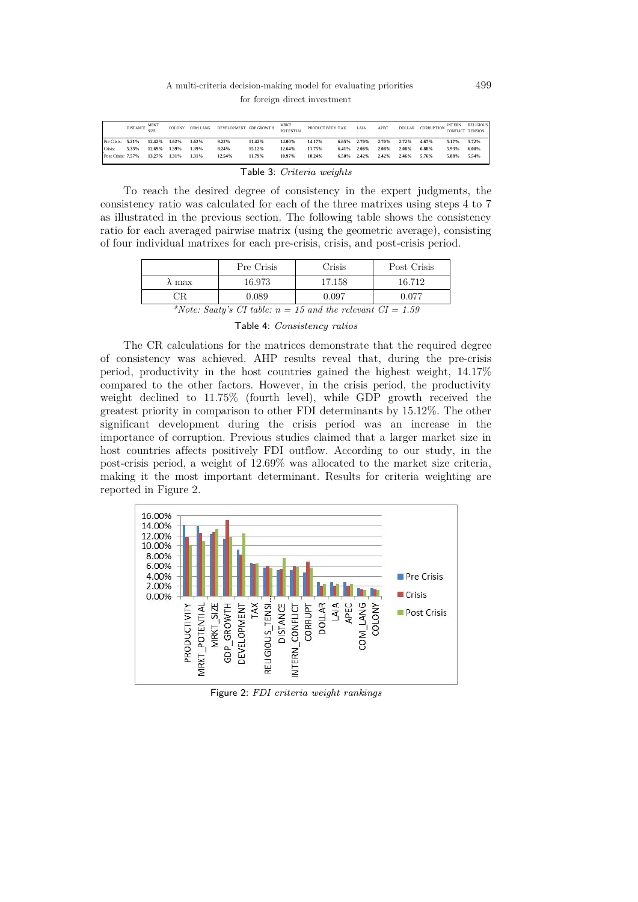| | DISTANCE | MRKT SIZE | COLONY | COM LANG | DEVELOPMENT | GDP GROWTH | MRKT POTENTIAL | PRODUCTIVITY | TAX | LAIA | APEC | DOLLAR | CORRUPTION | INTERN CONFLICT | RELIGIOUS TENSION |
|---|---|---|---|---|---|---|---|---|---|---|---|---|---|---|---|
| Pre Crisis: | 5.21% | 12.42% | 1.62% | 1.62% | 9.22% | 11.42% | 14.00% | 14.17% | 6.65% | 2.70% | 2.70% | 2.72% | 4.67% | 5.17% | 5.72% |
| Crisis: | 5.33% | 12.69% | 1.39% | 1.39% | 8.24% | 15.12% | 12.64% | 11.75% | 6.41% | 2.08% | 2.08% | 2.08% | 6.88% | 5.93% | 6.00% |
| Post Crisis: | 7.57% | 13.27% | 1.31% | 1.31% | 12.54% | 11.79% | 10.97% | 10.24% | 6.50% | 2.42% | 2.42% | 2.46% | 5.76% | 5.88% | 5.54% |

Table 3: *Criteria weights*

To reach the desired degree of consistency in the expert judgments, the consistency ratio was calculated for each of the three matrixes using steps 4 to 7 as illustrated in the previous section. The following table shows the consistency ratio for each averaged pairwise matrix (using the geometric average), consisting of four individual matrixes for each pre-crisis, crisis, and post-crisis period.

| | Pre Crisis | Crisis | Post Crisis |
|---|---|---|---|
| $\lambda$ max | 16.973 | 17.158 | 16.712 |
| CR | 0.089 | 0.097 | 0.077 |

*\*Note: Saaty's CI table: n = 15 and the relevant CI = 1.59*

Table 4: *Consistency ratios*

The CR calculations for the matrices demonstrate that the required degree of consistency was achieved. AHP results reveal that, during the pre-crisis period, productivity in the host countries gained the highest weight, 14.17% compared to the other factors. However, in the crisis period, the productivity weight declined to 11.75% (fourth level), while GDP growth received the greatest priority in comparison to other FDI determinants by 15.12%. The other significant development during the crisis period was an increase in the importance of corruption. Previous studies claimed that a larger market size in host countries affects positively FDI outflow. According to our study, in the post-crisis period, a weight of 12.69% was allocated to the market size criteria, making it the most important determinant. Results for criteria weighting are reported in Figure 2.

Figure 2: *FDI criteria weight rankings*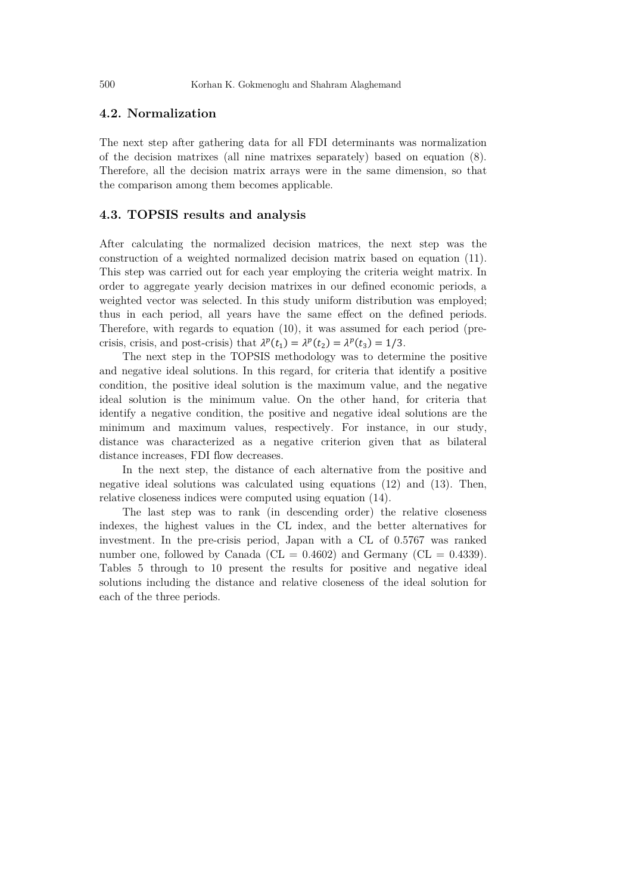## 4.2. Normalization

The next step after gathering data for all FDI determinants was normalization of the decision matrixes (all nine matrixes separately) based on equation (8). Therefore, all the decision matrix arrays were in the same dimension, so that the comparison among them becomes applicable.

## 4.3. TOPSIS results and analysis

After calculating the normalized decision matrices, the next step was the construction of a weighted normalized decision matrix based on equation (11). This step was carried out for each year employing the criteria weight matrix. In order to aggregate yearly decision matrixes in our defined economic periods, a weighted vector was selected. In this study uniform distribution was employed; thus in each period, all years have the same effect on the defined periods. Therefore, with regards to equation (10), it was assumed for each period (pre-crisis, crisis, and post-crisis) that $\lambda^p(t_1) = \lambda^p(t_2) = \lambda^p(t_3) = 1/3$.

The next step in the TOPSIS methodology was to determine the positive and negative ideal solutions. In this regard, for criteria that identify a positive condition, the positive ideal solution is the maximum value, and the negative ideal solution is the minimum value. On the other hand, for criteria that identify a negative condition, the positive and negative ideal solutions are the minimum and maximum values, respectively. For instance, in our study, distance was characterized as a negative criterion given that as bilateral distance increases, FDI flow decreases.

In the next step, the distance of each alternative from the positive and negative ideal solutions was calculated using equations (12) and (13). Then, relative closeness indices were computed using equation (14).

The last step was to rank (in descending order) the relative closeness indexes, the highest values in the CL index, and the better alternatives for investment. In the pre-crisis period, Japan with a CL of 0.5767 was ranked number one, followed by Canada (CL = 0.4602) and Germany (CL = 0.4339). Tables 5 through to 10 present the results for positive and negative ideal solutions including the distance and relative closeness of the ideal solution for each of the three periods.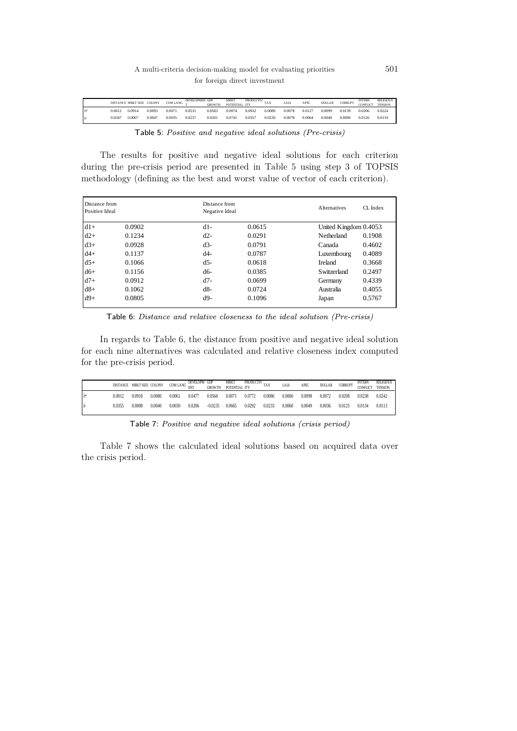|  | DISTANCE | MRKT SIZE | COLONY | COM LANG | DEVELOPMENT | GDP GROWTH | MRKT POTENTIAL | PRODUCTIVITY | TAX | LAIA | APEC | DOLLAR | CORRUPT | INTERN CONFLICT | RELIGIOUS TENSION |
|---|---|---|---|---|---|---|---|---|---|---|---|---|---|---|---|
| i+ | 0.0012 | 0.0914 | 0.0093 | 0.0071 | 0.0531 | 0.0583 | 0.0074 | 0.0932 | 0.0089 | 0.0078 | 0.0127 | 0.0099 | 0.0139 | 0.0206 | 0.0224 |
| i- | 0.0347 | 0.0007 | 0.0047 | 0.0035 | 0.0237 | 0.0201 | 0.0741 | 0.0357 | 0.0230 | 0.0078 | 0.0064 | 0.0049 | 0.0096 | 0.0126 | 0.0119 |

Table 5: *Positive and negative ideal solutions (Pre-crisis)*

The results for positive and negative ideal solutions for each criterion during the pre-crisis period are presented in Table 5 using step 3 of TOPSIS methodology (defining as the best and worst value of vector of each criterion).

| Distance from Positive Ideal | | Distance from Negative Ideal | | Alternatives | CL Index |
|---|---|---|---|---|---|
| d1+ | 0.0902 | d1- | 0.0615 | United Kingdom | 0.4053 |
| d2+ | 0.1234 | d2- | 0.0291 | Netherland | 0.1908 |
| d3+ | 0.0928 | d3- | 0.0791 | Canada | 0.4602 |
| d4+ | 0.1137 | d4- | 0.0787 | Luxembourg | 0.4089 |
| d5+ | 0.1066 | d5- | 0.0618 | Ireland | 0.3668 |
| d6+ | 0.1156 | d6- | 0.0385 | Switzerland | 0.2497 |
| d7+ | 0.0912 | d7- | 0.0699 | Germany | 0.4339 |
| d8+ | 0.1062 | d8- | 0.0724 | Australia | 0.4055 |
| d9+ | 0.0805 | d9- | 0.1096 | Japan | 0.5767 |

Table 6: *Distance and relative closeness to the ideal solution (Pre-crisis)*

In regards to Table 6, the distance from positive and negative ideal solution for each nine alternatives was calculated and relative closeness index computed for the pre-crisis period.

|  | DISTANCE | MRKT SIZE | COLONY | COM LANG | DEVELOPMENT | GDP GROWTH | MRKT POTENTIAL | PRODUCTIVITY | TAX | LAIA | APEC | DOLLAR | CORRUPT | INTERN CONFLICT | RELIGIOUS TENSION |
|---|---|---|---|---|---|---|---|---|---|---|---|---|---|---|---|
| i+ | 0.0012 | 0.0918 | 0.0080 | 0.0061 | 0.0477 | 0.0566 | 0.0071 | 0.0772 | 0.0086 | 0.0060 | 0.0098 | 0.0072 | 0.0208 | 0.0238 | 0.0242 |
| i- | 0.0355 | 0.0008 | 0.0040 | 0.0030 | 0.0206 | -0.0235 | 0.0665 | 0.0292 | 0.0233 | 0.0060 | 0.0049 | 0.0036 | 0.0125 | 0.0134 | 0.0113 |

Table 7: *Positive and negative ideal solutions (crisis period)*

Table 7 shows the calculated ideal solutions based on acquired data over the crisis period.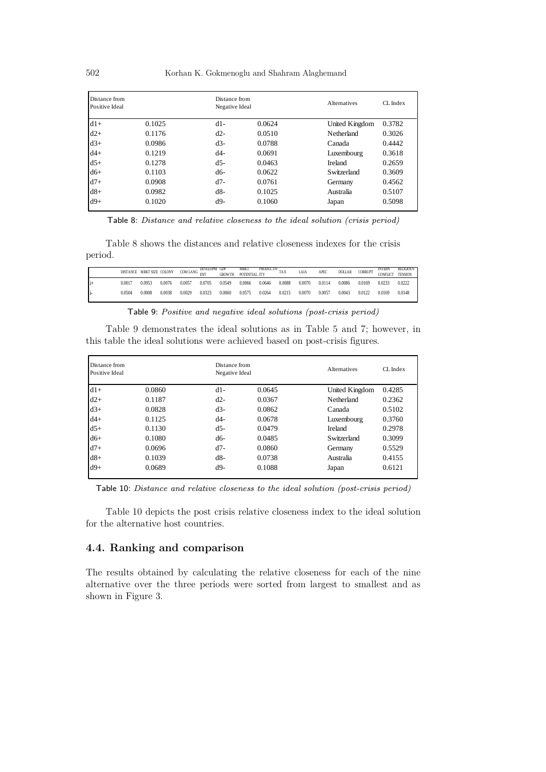| Distance from Positive Ideal | | Distance from Negative Ideal | | Alternatives | CL Index |
|---|---|---|---|---|---|
| d1+ | 0.1025 | d1- | 0.0624 | United Kingdom | 0.3782 |
| d2+ | 0.1176 | d2- | 0.0510 | Netherland | 0.3026 |
| d3+ | 0.0986 | d3- | 0.0788 | Canada | 0.4442 |
| d4+ | 0.1219 | d4- | 0.0691 | Luxembourg | 0.3618 |
| d5+ | 0.1278 | d5- | 0.0463 | Ireland | 0.2659 |
| d6+ | 0.1103 | d6- | 0.0622 | Switzerland | 0.3609 |
| d7+ | 0.0908 | d7- | 0.0761 | Germany | 0.4562 |
| d8+ | 0.0982 | d8- | 0.1025 | Australia | 0.5107 |
| d9+ | 0.1020 | d9- | 0.1060 | Japan | 0.5098 |

Table 8: *Distance and relative closeness to the ideal solution (crisis period)*

Table 8 shows the distances and relative closeness indexes for the crisis period.

| | DISTANCE | MRKT SIZE | COLONY | COM LANG | DEVELOPMENT | GDP GROWTH | MRKT POTENTIAL | PRODUCTIVITY | TAX | LAIA | APEC | DOLLAR | CORRUPT | INTERN CONFLICT | RELIGIOUS TENSION |
|---|---|---|---|---|---|---|---|---|---|---|---|---|---|---|---|
| i+ | 0.0017 | 0.0953 | 0.0076 | 0.0057 | 0.0705 | 0.0549 | 0.0066 | 0.0646 | 0.0088 | 0.0070 | 0.0114 | 0.0086 | 0.0169 | 0.0233 | 0.0222 |
| i- | 0.0504 | 0.0008 | 0.0038 | 0.0029 | 0.0323 | 0.0060 | 0.0575 | 0.0264 | 0.0215 | 0.0070 | 0.0057 | 0.0043 | 0.0122 | 0.0169 | 0.0148 |

Table 9: *Positive and negative ideal solutions (post-crisis period)*

Table 9 demonstrates the ideal solutions as in Table 5 and 7; however, in this table the ideal solutions were achieved based on post-crisis figures.

| Distance from Positive Ideal | | Distance from Negative Ideal | | Alternatives | CL Index |
|---|---|---|---|---|---|
| d1+ | 0.0860 | d1- | 0.0645 | United Kingdom | 0.4285 |
| d2+ | 0.1187 | d2- | 0.0367 | Netherland | 0.2362 |
| d3+ | 0.0828 | d3- | 0.0862 | Canada | 0.5102 |
| d4+ | 0.1125 | d4- | 0.0678 | Luxembourg | 0.3760 |
| d5+ | 0.1130 | d5- | 0.0479 | Ireland | 0.2978 |
| d6+ | 0.1080 | d6- | 0.0485 | Switzerland | 0.3099 |
| d7+ | 0.0696 | d7- | 0.0860 | Germany | 0.5529 |
| d8+ | 0.1039 | d8- | 0.0738 | Australia | 0.4155 |
| d9+ | 0.0689 | d9- | 0.1088 | Japan | 0.6121 |

Table 10: *Distance and relative closeness to the ideal solution (post-crisis period)*

Table 10 depicts the post crisis relative closeness index to the ideal solution for the alternative host countries.

## 4.4. Ranking and comparison

The results obtained by calculating the relative closeness for each of the nine alternative over the three periods were sorted from largest to smallest and as shown in Figure 3.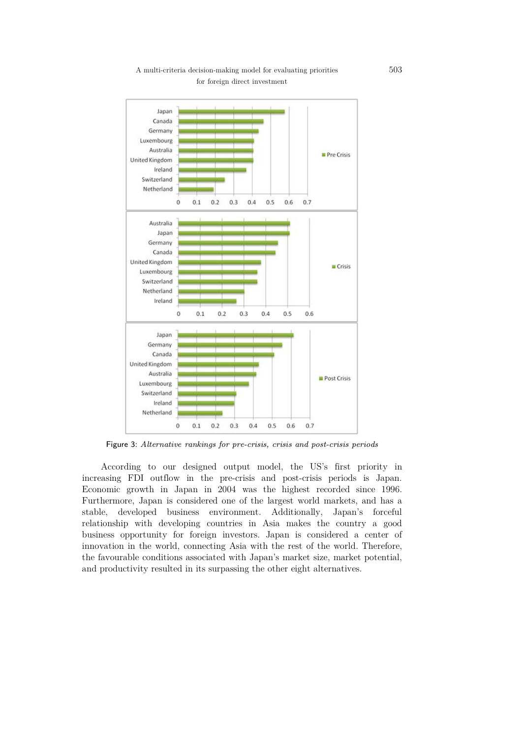Figure 3: *Alternative rankings for pre-crisis, crisis and post-crisis periods*

According to our designed output model, the US's first priority in increasing FDI outflow in the pre-crisis and post-crisis periods is Japan. Economic growth in Japan in 2004 was the highest recorded since 1996. Furthermore, Japan is considered one of the largest world markets, and has a stable, developed business environment. Additionally, Japan's forceful relationship with developing countries in Asia makes the country a good business opportunity for foreign investors. Japan is considered a center of innovation in the world, connecting Asia with the rest of the world. Therefore, the favourable conditions associated with Japan's market size, market potential, and productivity resulted in its surpassing the other eight alternatives.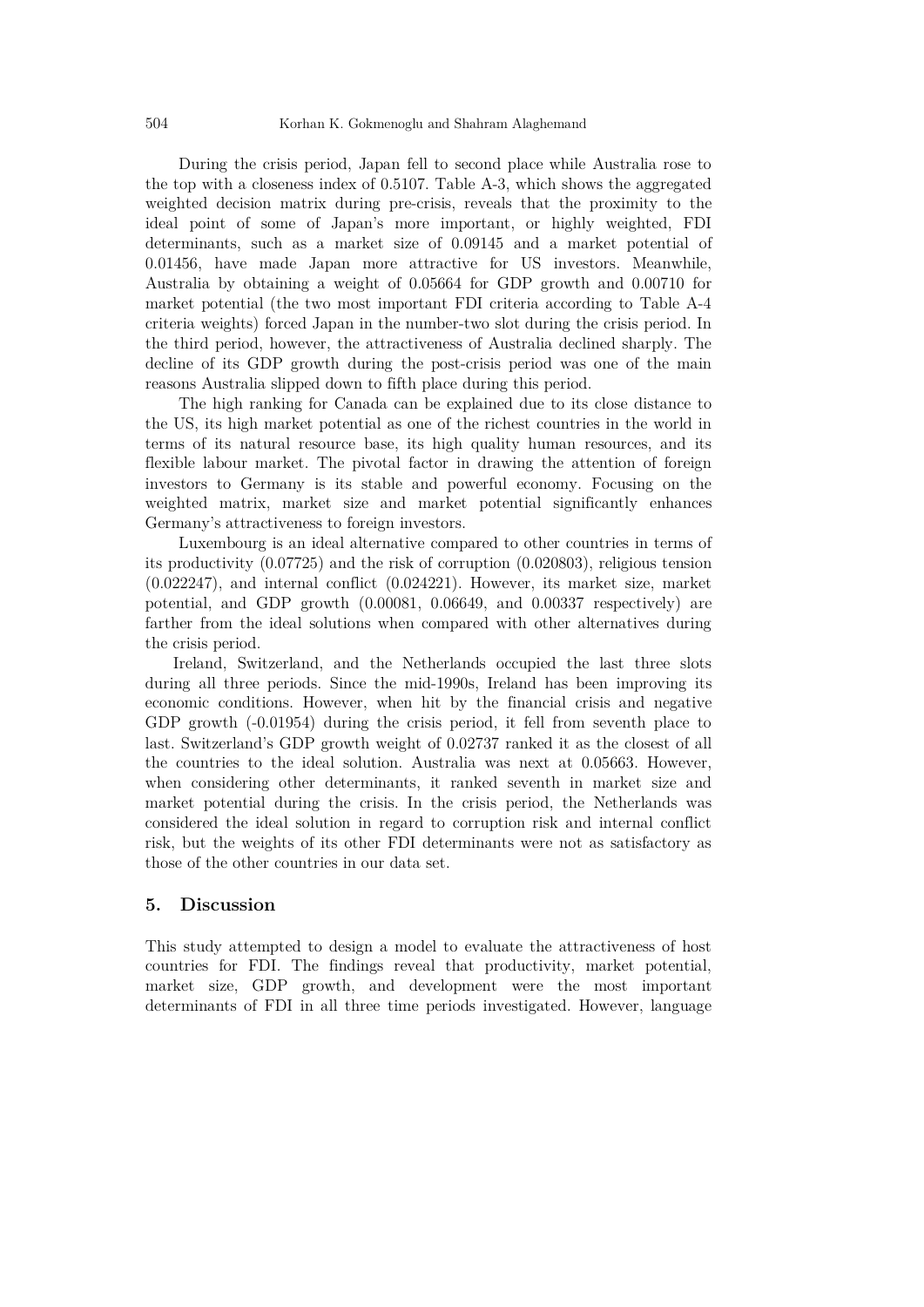During the crisis period, Japan fell to second place while Australia rose to the top with a closeness index of 0.5107. Table A-3, which shows the aggregated weighted decision matrix during pre-crisis, reveals that the proximity to the ideal point of some of Japan's more important, or highly weighted, FDI determinants, such as a market size of 0.09145 and a market potential of 0.01456, have made Japan more attractive for US investors. Meanwhile, Australia by obtaining a weight of 0.05664 for GDP growth and 0.00710 for market potential (the two most important FDI criteria according to Table A-4 criteria weights) forced Japan in the number-two slot during the crisis period. In the third period, however, the attractiveness of Australia declined sharply. The decline of its GDP growth during the post-crisis period was one of the main reasons Australia slipped down to fifth place during this period.

The high ranking for Canada can be explained due to its close distance to the US, its high market potential as one of the richest countries in the world in terms of its natural resource base, its high quality human resources, and its flexible labour market. The pivotal factor in drawing the attention of foreign investors to Germany is its stable and powerful economy. Focusing on the weighted matrix, market size and market potential significantly enhances Germany's attractiveness to foreign investors.

Luxembourg is an ideal alternative compared to other countries in terms of its productivity (0.07725) and the risk of corruption (0.020803), religious tension (0.022247), and internal conflict (0.024221). However, its market size, market potential, and GDP growth (0.00081, 0.06649, and 0.00337 respectively) are farther from the ideal solutions when compared with other alternatives during the crisis period.

Ireland, Switzerland, and the Netherlands occupied the last three slots during all three periods. Since the mid-1990s, Ireland has been improving its economic conditions. However, when hit by the financial crisis and negative GDP growth (-0.01954) during the crisis period, it fell from seventh place to last. Switzerland's GDP growth weight of 0.02737 ranked it as the closest of all the countries to the ideal solution. Australia was next at 0.05663. However, when considering other determinants, it ranked seventh in market size and market potential during the crisis. In the crisis period, the Netherlands was considered the ideal solution in regard to corruption risk and internal conflict risk, but the weights of its other FDI determinants were not as satisfactory as those of the other countries in our data set.

## 5. Discussion

This study attempted to design a model to evaluate the attractiveness of host countries for FDI. The findings reveal that productivity, market potential, market size, GDP growth, and development were the most important determinants of FDI in all three time periods investigated. However, language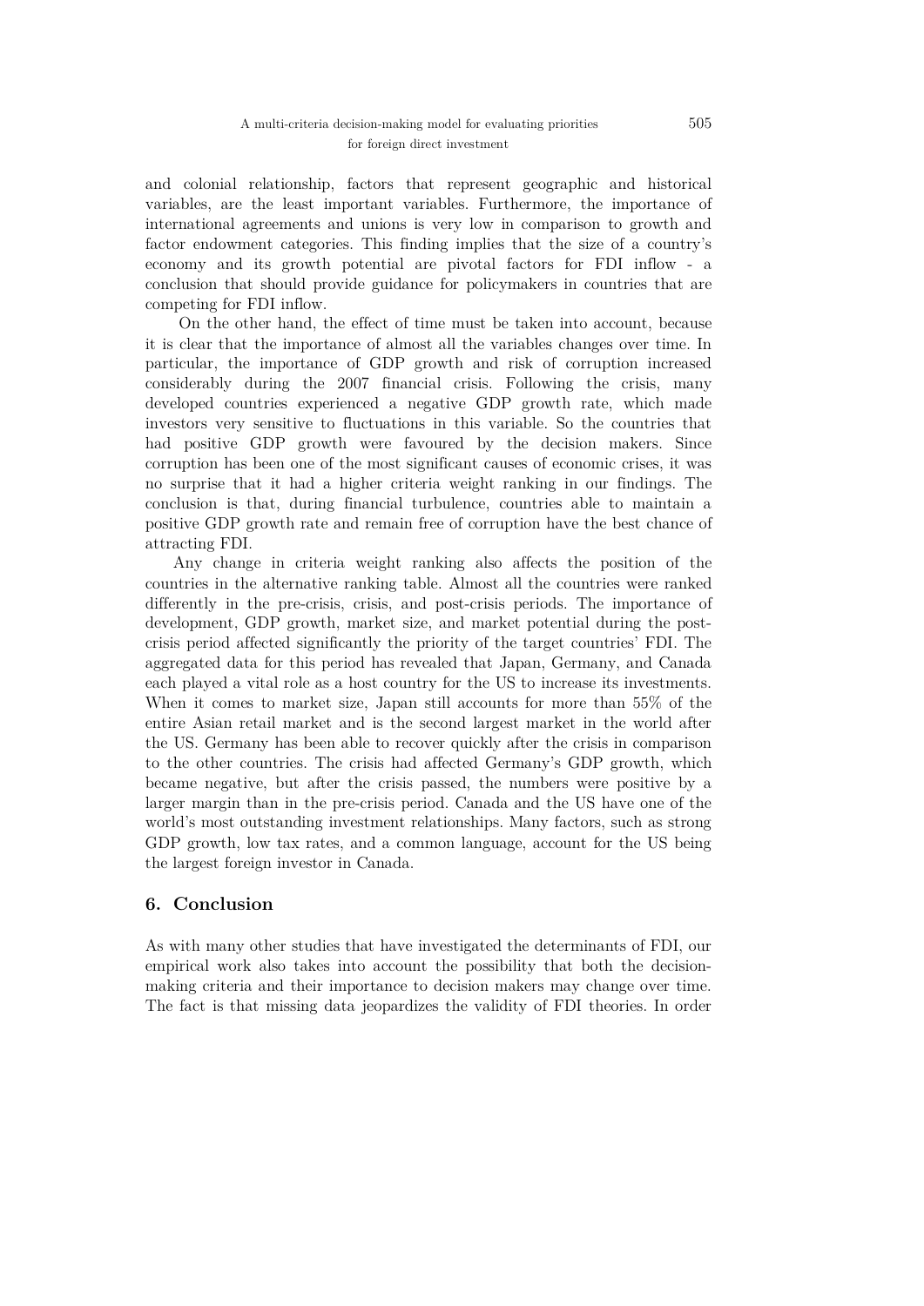and colonial relationship, factors that represent geographic and historical variables, are the least important variables. Furthermore, the importance of international agreements and unions is very low in comparison to growth and factor endowment categories. This finding implies that the size of a country's economy and its growth potential are pivotal factors for FDI inflow - a conclusion that should provide guidance for policymakers in countries that are competing for FDI inflow.

On the other hand, the effect of time must be taken into account, because it is clear that the importance of almost all the variables changes over time. In particular, the importance of GDP growth and risk of corruption increased considerably during the 2007 financial crisis. Following the crisis, many developed countries experienced a negative GDP growth rate, which made investors very sensitive to fluctuations in this variable. So the countries that had positive GDP growth were favoured by the decision makers. Since corruption has been one of the most significant causes of economic crises, it was no surprise that it had a higher criteria weight ranking in our findings. The conclusion is that, during financial turbulence, countries able to maintain a positive GDP growth rate and remain free of corruption have the best chance of attracting FDI.

Any change in criteria weight ranking also affects the position of the countries in the alternative ranking table. Almost all the countries were ranked differently in the pre-crisis, crisis, and post-crisis periods. The importance of development, GDP growth, market size, and market potential during the post-crisis period affected significantly the priority of the target countries' FDI. The aggregated data for this period has revealed that Japan, Germany, and Canada each played a vital role as a host country for the US to increase its investments. When it comes to market size, Japan still accounts for more than 55% of the entire Asian retail market and is the second largest market in the world after the US. Germany has been able to recover quickly after the crisis in comparison to the other countries. The crisis had affected Germany's GDP growth, which became negative, but after the crisis passed, the numbers were positive by a larger margin than in the pre-crisis period. Canada and the US have one of the world's most outstanding investment relationships. Many factors, such as strong GDP growth, low tax rates, and a common language, account for the US being the largest foreign investor in Canada.

## 6. Conclusion

As with many other studies that have investigated the determinants of FDI, our empirical work also takes into account the possibility that both the decision-making criteria and their importance to decision makers may change over time. The fact is that missing data jeopardizes the validity of FDI theories. In order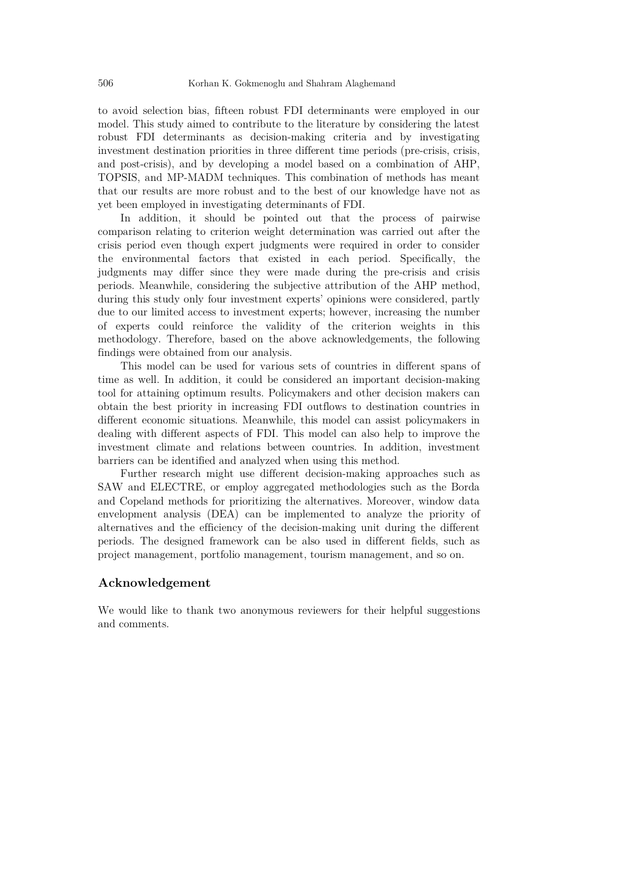to avoid selection bias, fifteen robust FDI determinants were employed in our model. This study aimed to contribute to the literature by considering the latest robust FDI determinants as decision-making criteria and by investigating investment destination priorities in three different time periods (pre-crisis, crisis, and post-crisis), and by developing a model based on a combination of AHP, TOPSIS, and MP-MADM techniques. This combination of methods has meant that our results are more robust and to the best of our knowledge have not as yet been employed in investigating determinants of FDI.

In addition, it should be pointed out that the process of pairwise comparison relating to criterion weight determination was carried out after the crisis period even though expert judgments were required in order to consider the environmental factors that existed in each period. Specifically, the judgments may differ since they were made during the pre-crisis and crisis periods. Meanwhile, considering the subjective attribution of the AHP method, during this study only four investment experts' opinions were considered, partly due to our limited access to investment experts; however, increasing the number of experts could reinforce the validity of the criterion weights in this methodology. Therefore, based on the above acknowledgements, the following findings were obtained from our analysis.

This model can be used for various sets of countries in different spans of time as well. In addition, it could be considered an important decision-making tool for attaining optimum results. Policymakers and other decision makers can obtain the best priority in increasing FDI outflows to destination countries in different economic situations. Meanwhile, this model can assist policymakers in dealing with different aspects of FDI. This model can also help to improve the investment climate and relations between countries. In addition, investment barriers can be identified and analyzed when using this method.

Further research might use different decision-making approaches such as SAW and ELECTRE, or employ aggregated methodologies such as the Borda and Copeland methods for prioritizing the alternatives. Moreover, window data envelopment analysis (DEA) can be implemented to analyze the priority of alternatives and the efficiency of the decision-making unit during the different periods. The designed framework can be also used in different fields, such as project management, portfolio management, tourism management, and so on.

## Acknowledgement

We would like to thank two anonymous reviewers for their helpful suggestions and comments.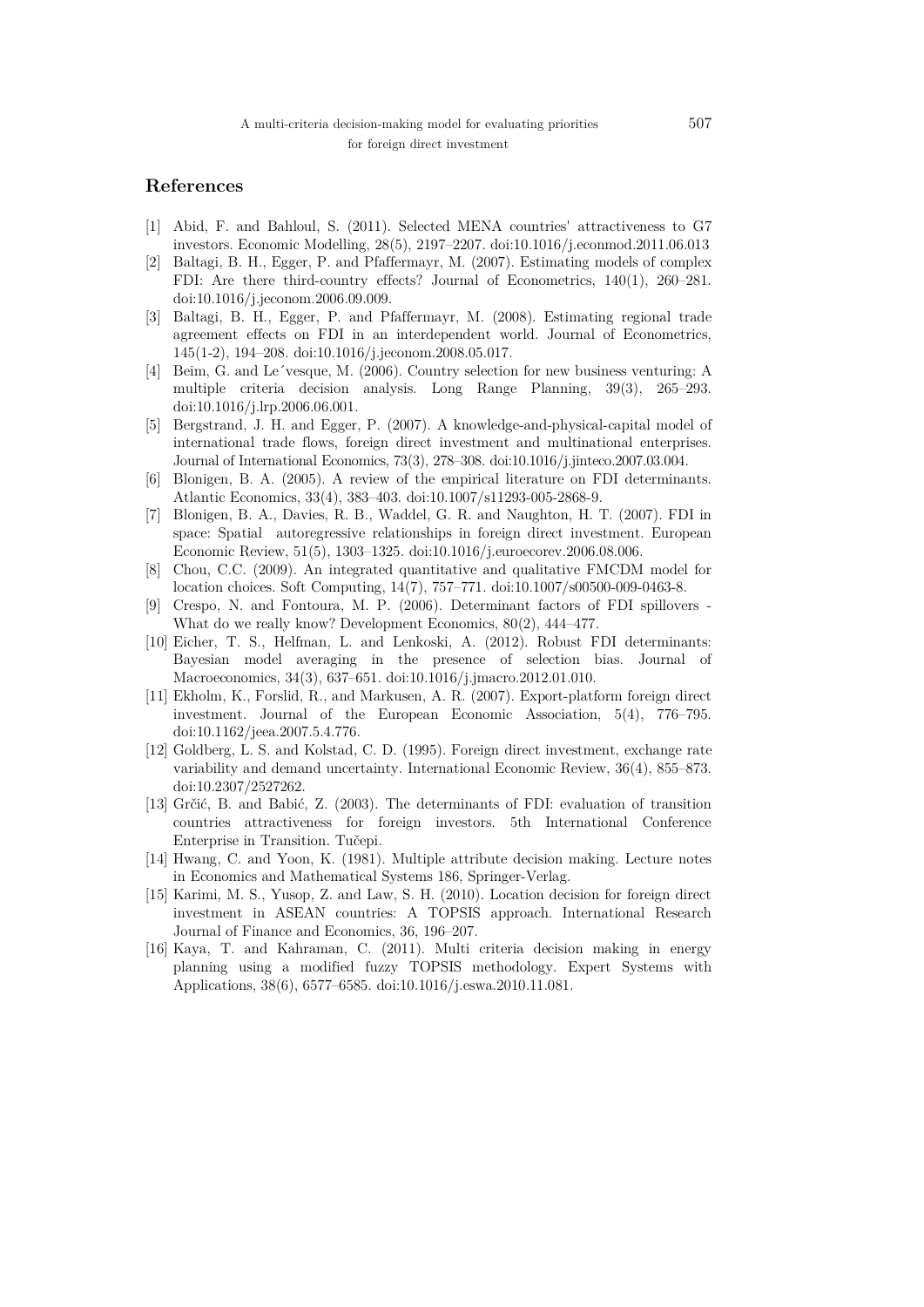## References

[1] Abid, F. and Bahloul, S. (2011). Selected MENA countries' attractiveness to G7 investors. Economic Modelling, 28(5), 2197–2207. doi:10.1016/j.econmod.2011.06.013

[2] Baltagi, B. H., Egger, P. and Pfaffermayr, M. (2007). Estimating models of complex FDI: Are there third-country effects? Journal of Econometrics, 140(1), 260–281. doi:10.1016/j.jeconom.2006.09.009.

[3] Baltagi, B. H., Egger, P. and Pfaffermayr, M. (2008). Estimating regional trade agreement effects on FDI in an interdependent world. Journal of Econometrics, 145(1-2), 194–208. doi:10.1016/j.jeconom.2008.05.017.

[4] Beim, G. and Le´vesque, M. (2006). Country selection for new business venturing: A multiple criteria decision analysis. Long Range Planning, 39(3), 265–293. doi:10.1016/j.lrp.2006.06.001.

[5] Bergstrand, J. H. and Egger, P. (2007). A knowledge-and-physical-capital model of international trade flows, foreign direct investment and multinational enterprises. Journal of International Economics, 73(3), 278–308. doi:10.1016/j.jinteco.2007.03.004.

[6] Blonigen, B. A. (2005). A review of the empirical literature on FDI determinants. Atlantic Economics, 33(4), 383–403. doi:10.1007/s11293-005-2868-9.

[7] Blonigen, B. A., Davies, R. B., Waddel, G. R. and Naughton, H. T. (2007). FDI in space: Spatial autoregressive relationships in foreign direct investment. European Economic Review, 51(5), 1303–1325. doi:10.1016/j.euroecorev.2006.08.006.

[8] Chou, C.C. (2009). An integrated quantitative and qualitative FMCDM model for location choices. Soft Computing, 14(7), 757–771. doi:10.1007/s00500-009-0463-8.

[9] Crespo, N. and Fontoura, M. P. (2006). Determinant factors of FDI spillovers - What do we really know? Development Economics, 80(2), 444–477.

[10] Eicher, T. S., Helfman, L. and Lenkoski, A. (2012). Robust FDI determinants: Bayesian model averaging in the presence of selection bias. Journal of Macroeconomics, 34(3), 637–651. doi:10.1016/j.jmacro.2012.01.010.

[11] Ekholm, K., Forslid, R., and Markusen, A. R. (2007). Export-platform foreign direct investment. Journal of the European Economic Association, 5(4), 776–795. doi:10.1162/jeea.2007.5.4.776.

[12] Goldberg, L. S. and Kolstad, C. D. (1995). Foreign direct investment, exchange rate variability and demand uncertainty. International Economic Review, 36(4), 855–873. doi:10.2307/2527262.

[13] Grčić, B. and Babić, Z. (2003). The determinants of FDI: evaluation of transition countries attractiveness for foreign investors. 5th International Conference Enterprise in Transition. Tučepi.

[14] Hwang, C. and Yoon, K. (1981). Multiple attribute decision making. Lecture notes in Economics and Mathematical Systems 186, Springer-Verlag.

[15] Karimi, M. S., Yusop, Z. and Law, S. H. (2010). Location decision for foreign direct investment in ASEAN countries: A TOPSIS approach. International Research Journal of Finance and Economics, 36, 196–207.

[16] Kaya, T. and Kahraman, C. (2011). Multi criteria decision making in energy planning using a modified fuzzy TOPSIS methodology. Expert Systems with Applications, 38(6), 6577–6585. doi:10.1016/j.eswa.2010.11.081.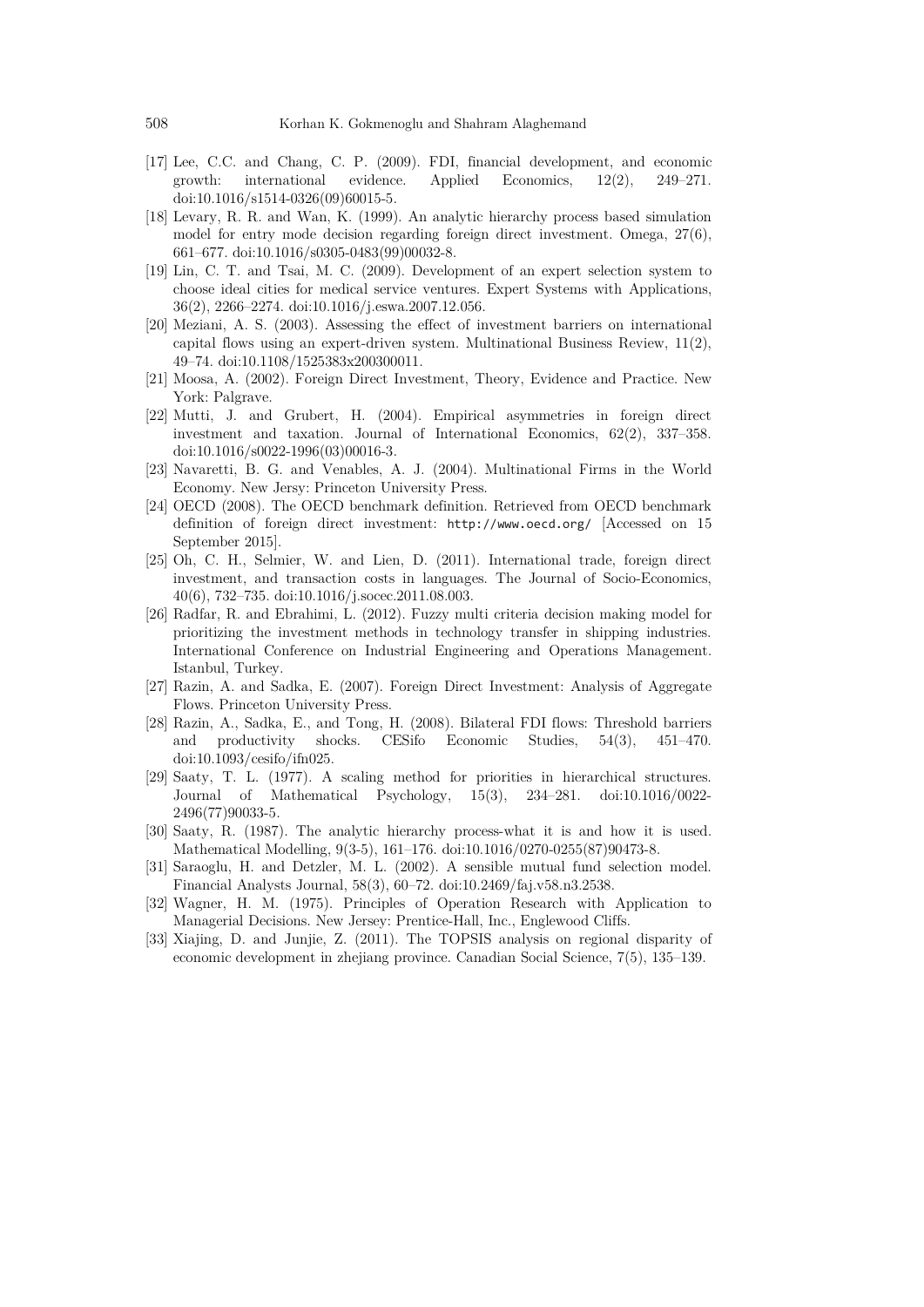[17] Lee, C.C. and Chang, C. P. (2009). FDI, financial development, and economic growth: international evidence. Applied Economics, 12(2), 249–271. doi:10.1016/s1514-0326(09)60015-5.

[18] Levary, R. R. and Wan, K. (1999). An analytic hierarchy process based simulation model for entry mode decision regarding foreign direct investment. Omega, 27(6), 661–677. doi:10.1016/s0305-0483(99)00032-8.

[19] Lin, C. T. and Tsai, M. C. (2009). Development of an expert selection system to choose ideal cities for medical service ventures. Expert Systems with Applications, 36(2), 2266–2274. doi:10.1016/j.eswa.2007.12.056.

[20] Meziani, A. S. (2003). Assessing the effect of investment barriers on international capital flows using an expert-driven system. Multinational Business Review, 11(2), 49–74. doi:10.1108/1525383x200300011.

[21] Moosa, A. (2002). Foreign Direct Investment, Theory, Evidence and Practice. New York: Palgrave.

[22] Mutti, J. and Grubert, H. (2004). Empirical asymmetries in foreign direct investment and taxation. Journal of International Economics, 62(2), 337–358. doi:10.1016/s0022-1996(03)00016-3.

[23] Navaretti, B. G. and Venables, A. J. (2004). Multinational Firms in the World Economy. New Jersy: Princeton University Press.

[24] OECD (2008). The OECD benchmark definition. Retrieved from OECD benchmark definition of foreign direct investment: http://www.oecd.org/ [Accessed on 15 September 2015].

[25] Oh, C. H., Selmier, W. and Lien, D. (2011). International trade, foreign direct investment, and transaction costs in languages. The Journal of Socio-Economics, 40(6), 732–735. doi:10.1016/j.socec.2011.08.003.

[26] Radfar, R. and Ebrahimi, L. (2012). Fuzzy multi criteria decision making model for prioritizing the investment methods in technology transfer in shipping industries. International Conference on Industrial Engineering and Operations Management. Istanbul, Turkey.

[27] Razin, A. and Sadka, E. (2007). Foreign Direct Investment: Analysis of Aggregate Flows. Princeton University Press.

[28] Razin, A., Sadka, E., and Tong, H. (2008). Bilateral FDI flows: Threshold barriers and productivity shocks. CESifo Economic Studies, 54(3), 451–470. doi:10.1093/cesifo/ifn025.

[29] Saaty, T. L. (1977). A scaling method for priorities in hierarchical structures. Journal of Mathematical Psychology, 15(3), 234–281. doi:10.1016/0022-2496(77)90033-5.

[30] Saaty, R. (1987). The analytic hierarchy process-what it is and how it is used. Mathematical Modelling, 9(3-5), 161–176. doi:10.1016/0270-0255(87)90473-8.

[31] Saraoglu, H. and Detzler, M. L. (2002). A sensible mutual fund selection model. Financial Analysts Journal, 58(3), 60–72. doi:10.2469/faj.v58.n3.2538.

[32] Wagner, H. M. (1975). Principles of Operation Research with Application to Managerial Decisions. New Jersey: Prentice-Hall, Inc., Englewood Cliffs.

[33] Xiajing, D. and Junjie, Z. (2011). The TOPSIS analysis on regional disparity of economic development in zhejiang province. Canadian Social Science, 7(5), 135–139.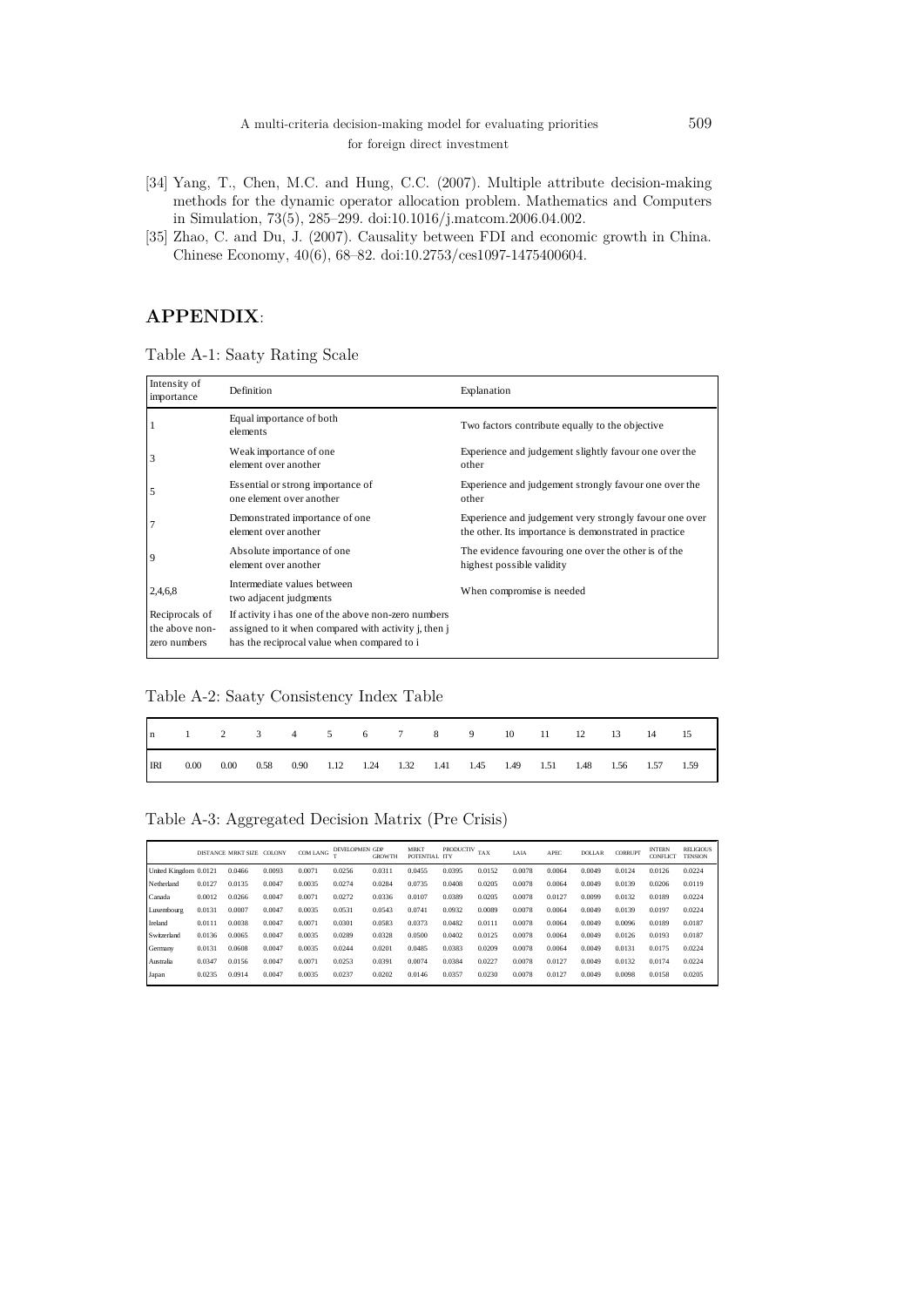[34] Yang, T., Chen, M.C. and Hung, C.C. (2007). Multiple attribute decision-making methods for the dynamic operator allocation problem. Mathematics and Computers in Simulation, 73(5), 285–299. doi:10.1016/j.matcom.2006.04.002.

[35] Zhao, C. and Du, J. (2007). Causality between FDI and economic growth in China. Chinese Economy, 40(6), 68–82. doi:10.2753/ces1097-1475400604.

## APPENDIX:

Table A-1: Saaty Rating Scale

| Intensity of importance | Definition | Explanation |
|---|---|---|
| 1 | Equal importance of both elements | Two factors contribute equally to the objective |
| 3 | Weak importance of one element over another | Experience and judgement slightly favour one over the other |
| 5 | Essential or strong importance of one element over another | Experience and judgement strongly favour one over the other |
| 7 | Demonstrated importance of one element over another | Experience and judgement very strongly favour one over the other. Its importance is demonstrated in practice |
| 9 | Absolute importance of one element over another | The evidence favouring one over the other is of the highest possible validity |
| 2,4,6,8 | Intermediate values between two adjacent judgments | When compromise is needed |
| Reciprocals of the above non-zero numbers | If activity i has one of the above non-zero numbers assigned to it when compared with activity j, then j has the reciprocal value when compared to i | |

Table A-2: Saaty Consistency Index Table

| n | 1 | 2 | 3 | 4 | 5 | 6 | 7 | 8 | 9 | 10 | 11 | 12 | 13 | 14 | 15 |
|---|---|---|---|---|---|---|---|---|---|---|---|---|---|---|---|
| IRI | 0.00 | 0.00 | 0.58 | 0.90 | 1.12 | 1.24 | 1.32 | 1.41 | 1.45 | 1.49 | 1.51 | 1.48 | 1.56 | 1.57 | 1.59 |

Table A-3: Aggregated Decision Matrix (Pre Crisis)

| | DISTANCE | MRKT SIZE | COLONY | COM LANG | DEVELOPMENT | GDP GROWTH | MRKT POTENTIAL | PRODUCTIVITY | TAX | LAIA | APEC | DOLLAR | CORRUPT | INTERN CONFLICT | RELIGIOUS TENSION |
|---|---|---|---|---|---|---|---|---|---|---|---|---|---|---|---|
| United Kingdom | 0.0121 | 0.0466 | 0.0093 | 0.0071 | 0.0256 | 0.0311 | 0.0455 | 0.0395 | 0.0152 | 0.0078 | 0.0064 | 0.0049 | 0.0124 | 0.0126 | 0.0224 |
| Netherland | 0.0127 | 0.0135 | 0.0047 | 0.0035 | 0.0274 | 0.0284 | 0.0735 | 0.0408 | 0.0205 | 0.0078 | 0.0064 | 0.0049 | 0.0139 | 0.0206 | 0.0119 |
| Canada | 0.0012 | 0.0266 | 0.0047 | 0.0071 | 0.0272 | 0.0336 | 0.0107 | 0.0389 | 0.0205 | 0.0078 | 0.0127 | 0.0099 | 0.0132 | 0.0189 | 0.0224 |
| Luxembourg | 0.0131 | 0.0007 | 0.0047 | 0.0035 | 0.0531 | 0.0543 | 0.0741 | 0.0932 | 0.0089 | 0.0078 | 0.0064 | 0.0049 | 0.0139 | 0.0197 | 0.0224 |
| Ireland | 0.0111 | 0.0038 | 0.0047 | 0.0071 | 0.0301 | 0.0583 | 0.0373 | 0.0482 | 0.0111 | 0.0078 | 0.0064 | 0.0049 | 0.0096 | 0.0189 | 0.0187 |
| Switzerland | 0.0136 | 0.0065 | 0.0047 | 0.0035 | 0.0289 | 0.0328 | 0.0500 | 0.0402 | 0.0125 | 0.0078 | 0.0064 | 0.0049 | 0.0126 | 0.0193 | 0.0187 |
| Germany | 0.0131 | 0.0608 | 0.0047 | 0.0035 | 0.0244 | 0.0201 | 0.0485 | 0.0383 | 0.0209 | 0.0078 | 0.0064 | 0.0049 | 0.0131 | 0.0175 | 0.0224 |
| Australia | 0.0347 | 0.0156 | 0.0047 | 0.0071 | 0.0253 | 0.0391 | 0.0074 | 0.0384 | 0.0227 | 0.0078 | 0.0127 | 0.0049 | 0.0132 | 0.0174 | 0.0224 |
| Japan | 0.0235 | 0.0914 | 0.0047 | 0.0035 | 0.0237 | 0.0202 | 0.0146 | 0.0357 | 0.0230 | 0.0078 | 0.0127 | 0.0049 | 0.0098 | 0.0158 | 0.0205 |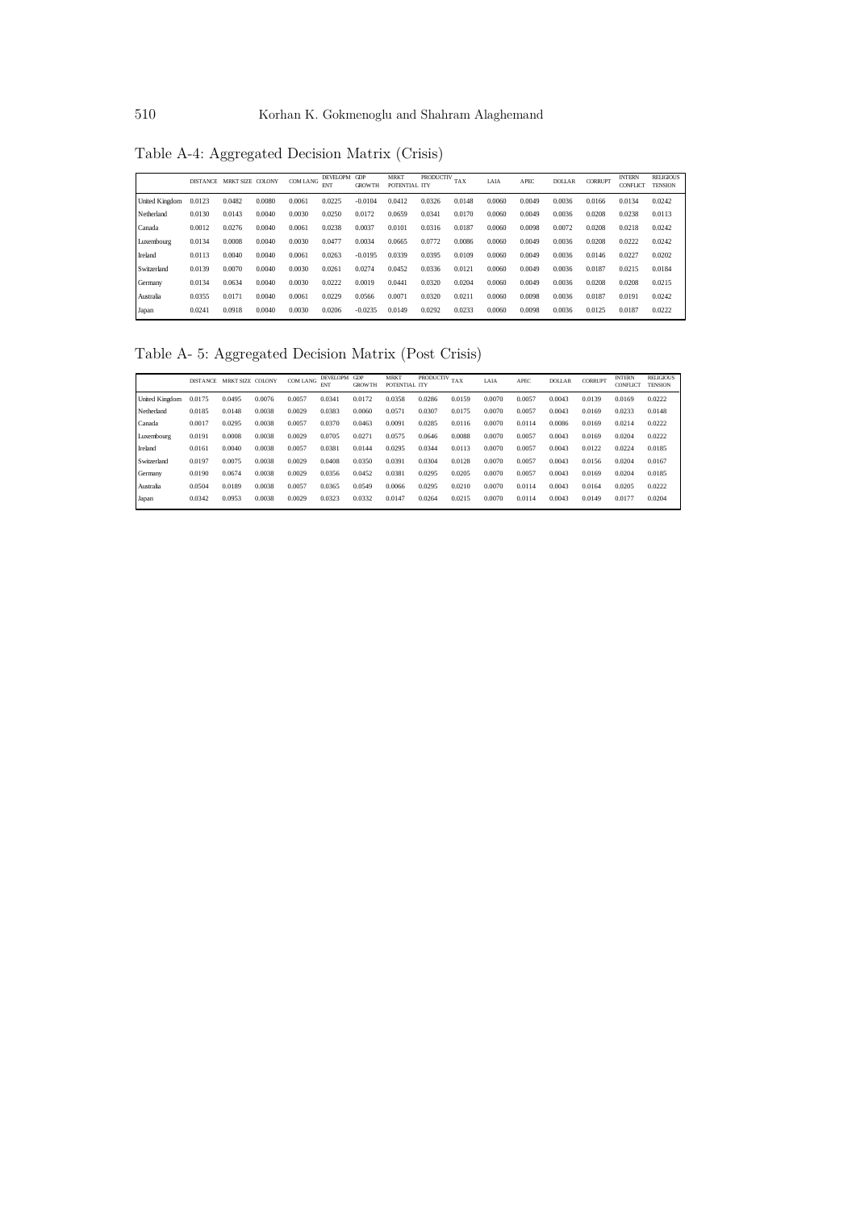Table A-4: Aggregated Decision Matrix (Crisis)

| | DISTANCE | MRKT SIZE | COLONY | COM LANG | DEVELOPMENT | GDP GROWTH | MRKT POTENTIAL | PRODUCTIVITY | TAX | LAIA | APEC | DOLLAR | CORRUPT | INTERN CONFLICT | RELIGIOUS TENSION |
|---|---|---|---|---|---|---|---|---|---|---|---|---|---|---|---|
| United Kingdom | 0.0123 | 0.0482 | 0.0080 | 0.0061 | 0.0225 | -0.0104 | 0.0412 | 0.0326 | 0.0148 | 0.0060 | 0.0049 | 0.0036 | 0.0166 | 0.0134 | 0.0242 |
| Netherland | 0.0130 | 0.0143 | 0.0040 | 0.0030 | 0.0250 | 0.0172 | 0.0659 | 0.0341 | 0.0170 | 0.0060 | 0.0049 | 0.0036 | 0.0208 | 0.0238 | 0.0113 |
| Canada | 0.0012 | 0.0276 | 0.0040 | 0.0061 | 0.0238 | 0.0037 | 0.0101 | 0.0316 | 0.0187 | 0.0060 | 0.0098 | 0.0072 | 0.0208 | 0.0218 | 0.0242 |
| Luxembourg | 0.0134 | 0.0008 | 0.0040 | 0.0030 | 0.0477 | 0.0034 | 0.0665 | 0.0772 | 0.0086 | 0.0060 | 0.0049 | 0.0036 | 0.0208 | 0.0222 | 0.0242 |
| Ireland | 0.0113 | 0.0040 | 0.0040 | 0.0061 | 0.0263 | -0.0195 | 0.0339 | 0.0395 | 0.0109 | 0.0060 | 0.0049 | 0.0036 | 0.0146 | 0.0227 | 0.0202 |
| Switzerland | 0.0139 | 0.0070 | 0.0040 | 0.0030 | 0.0261 | 0.0274 | 0.0452 | 0.0336 | 0.0121 | 0.0060 | 0.0049 | 0.0036 | 0.0187 | 0.0215 | 0.0184 |
| Germany | 0.0134 | 0.0634 | 0.0040 | 0.0030 | 0.0222 | 0.0019 | 0.0441 | 0.0320 | 0.0204 | 0.0060 | 0.0049 | 0.0036 | 0.0208 | 0.0208 | 0.0215 |
| Australia | 0.0355 | 0.0171 | 0.0040 | 0.0061 | 0.0229 | 0.0566 | 0.0071 | 0.0320 | 0.0211 | 0.0060 | 0.0098 | 0.0036 | 0.0187 | 0.0191 | 0.0242 |
| Japan | 0.0241 | 0.0918 | 0.0040 | 0.0030 | 0.0206 | -0.0235 | 0.0149 | 0.0292 | 0.0233 | 0.0060 | 0.0098 | 0.0036 | 0.0125 | 0.0187 | 0.0222 |

Table A- 5: Aggregated Decision Matrix (Post Crisis)

| | DISTANCE | MRKT SIZE | COLONY | COM LANG | DEVELOPMENT | GDP GROWTH | MRKT POTENTIAL | PRODUCTIVITY | TAX | LAIA | APEC | DOLLAR | CORRUPT | INTERN CONFLICT | RELIGIOUS TENSION |
|---|---|---|---|---|---|---|---|---|---|---|---|---|---|---|---|
| United Kingdom | 0.0175 | 0.0495 | 0.0076 | 0.0057 | 0.0341 | 0.0172 | 0.0358 | 0.0286 | 0.0159 | 0.0070 | 0.0057 | 0.0043 | 0.0139 | 0.0169 | 0.0222 |
| Netherland | 0.0185 | 0.0148 | 0.0038 | 0.0029 | 0.0383 | 0.0060 | 0.0571 | 0.0307 | 0.0175 | 0.0070 | 0.0057 | 0.0043 | 0.0169 | 0.0233 | 0.0148 |
| Canada | 0.0017 | 0.0295 | 0.0038 | 0.0057 | 0.0370 | 0.0463 | 0.0091 | 0.0285 | 0.0116 | 0.0070 | 0.0114 | 0.0086 | 0.0169 | 0.0214 | 0.0222 |
| Luxembourg | 0.0191 | 0.0008 | 0.0038 | 0.0029 | 0.0705 | 0.0271 | 0.0575 | 0.0646 | 0.0088 | 0.0070 | 0.0057 | 0.0043 | 0.0169 | 0.0204 | 0.0222 |
| Ireland | 0.0161 | 0.0040 | 0.0038 | 0.0057 | 0.0381 | 0.0144 | 0.0295 | 0.0344 | 0.0113 | 0.0070 | 0.0057 | 0.0043 | 0.0122 | 0.0224 | 0.0185 |
| Switzerland | 0.0197 | 0.0075 | 0.0038 | 0.0029 | 0.0408 | 0.0350 | 0.0391 | 0.0304 | 0.0128 | 0.0070 | 0.0057 | 0.0043 | 0.0156 | 0.0204 | 0.0167 |
| Germany | 0.0190 | 0.0674 | 0.0038 | 0.0029 | 0.0356 | 0.0452 | 0.0381 | 0.0295 | 0.0205 | 0.0070 | 0.0057 | 0.0043 | 0.0169 | 0.0204 | 0.0185 |
| Australia | 0.0504 | 0.0189 | 0.0038 | 0.0057 | 0.0365 | 0.0549 | 0.0066 | 0.0295 | 0.0210 | 0.0070 | 0.0114 | 0.0043 | 0.0164 | 0.0205 | 0.0222 |
| Japan | 0.0342 | 0.0953 | 0.0038 | 0.0029 | 0.0323 | 0.0332 | 0.0147 | 0.0264 | 0.0215 | 0.0070 | 0.0114 | 0.0043 | 0.0149 | 0.0177 | 0.0204 |